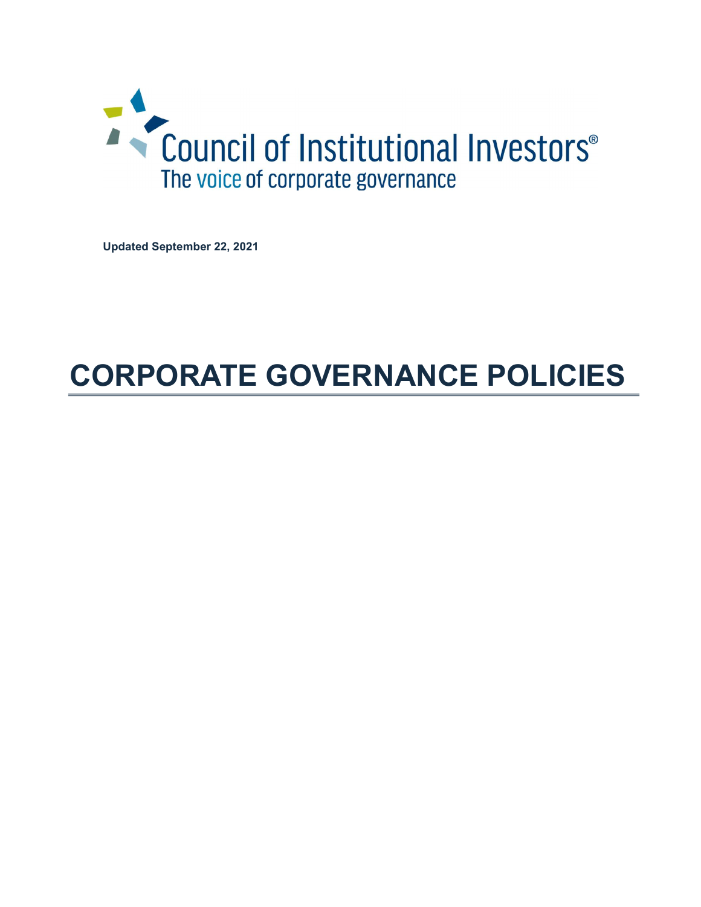Council of Institutional Investors®

The voice of corporate governance

**Updated September 22, 2021**

# CORPORATE GOVERNANCE POLICIES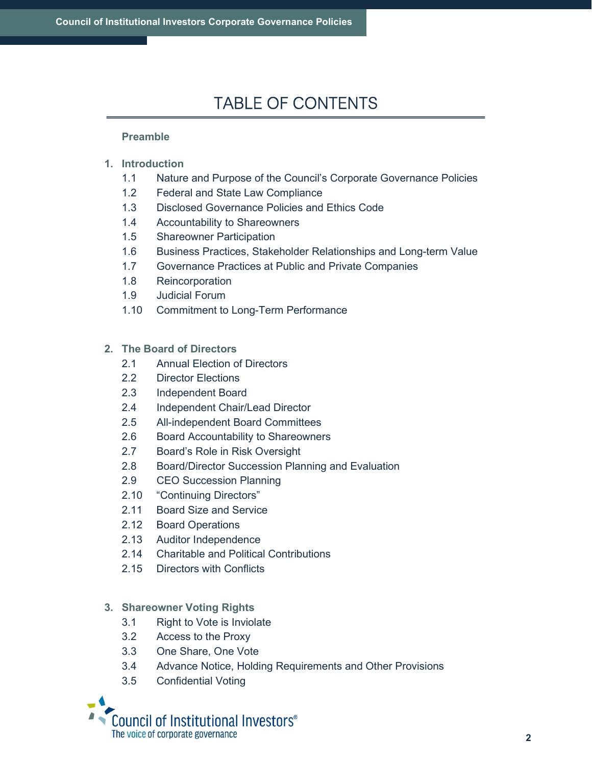# TABLE OF CONTENTS

**Preamble**

1. **Introduction**
   - 1.1 Nature and Purpose of the Council's Corporate Governance Policies
   - 1.2 Federal and State Law Compliance
   - 1.3 Disclosed Governance Policies and Ethics Code
   - 1.4 Accountability to Shareowners
   - 1.5 Shareowner Participation
   - 1.6 Business Practices, Stakeholder Relationships and Long-term Value
   - 1.7 Governance Practices at Public and Private Companies
   - 1.8 Reincorporation
   - 1.9 Judicial Forum
   - 1.10 Commitment to Long-Term Performance

2. **The Board of Directors**
   - 2.1 Annual Election of Directors
   - 2.2 Director Elections
   - 2.3 Independent Board
   - 2.4 Independent Chair/Lead Director
   - 2.5 All-independent Board Committees
   - 2.6 Board Accountability to Shareowners
   - 2.7 Board's Role in Risk Oversight
   - 2.8 Board/Director Succession Planning and Evaluation
   - 2.9 CEO Succession Planning
   - 2.10 "Continuing Directors"
   - 2.11 Board Size and Service
   - 2.12 Board Operations
   - 2.13 Auditor Independence
   - 2.14 Charitable and Political Contributions
   - 2.15 Directors with Conflicts

3. **Shareowner Voting Rights**
   - 3.1 Right to Vote is Inviolate
   - 3.2 Access to the Proxy
   - 3.3 One Share, One Vote
   - 3.4 Advance Notice, Holding Requirements and Other Provisions
   - 3.5 Confidential Voting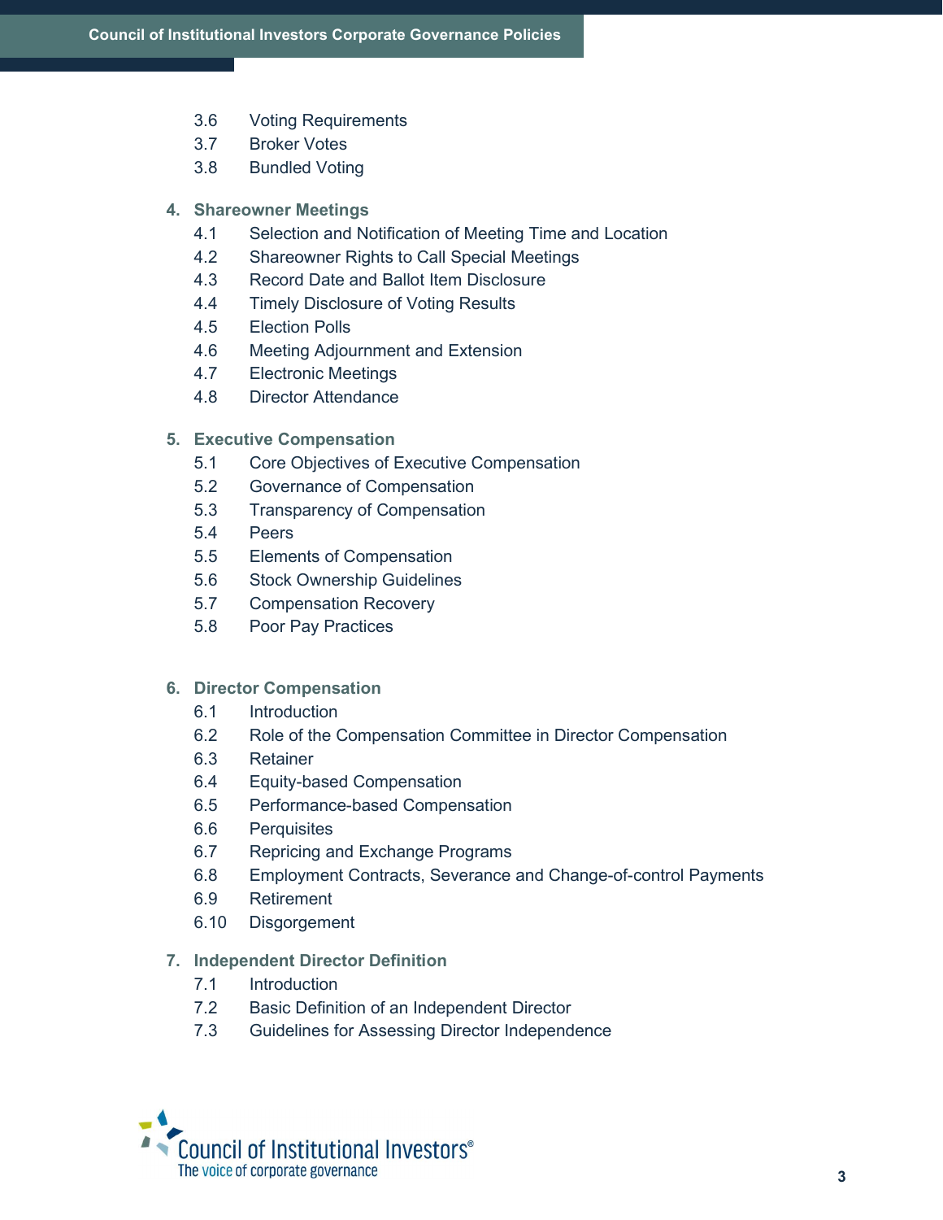- 3.6 Voting Requirements
- 3.7 Broker Votes
- 3.8 Bundled Voting

4. **Shareowner Meetings**
   - 4.1 Selection and Notification of Meeting Time and Location
   - 4.2 Shareowner Rights to Call Special Meetings
   - 4.3 Record Date and Ballot Item Disclosure
   - 4.4 Timely Disclosure of Voting Results
   - 4.5 Election Polls
   - 4.6 Meeting Adjournment and Extension
   - 4.7 Electronic Meetings
   - 4.8 Director Attendance

5. **Executive Compensation**
   - 5.1 Core Objectives of Executive Compensation
   - 5.2 Governance of Compensation
   - 5.3 Transparency of Compensation
   - 5.4 Peers
   - 5.5 Elements of Compensation
   - 5.6 Stock Ownership Guidelines
   - 5.7 Compensation Recovery
   - 5.8 Poor Pay Practices

6. **Director Compensation**
   - 6.1 Introduction
   - 6.2 Role of the Compensation Committee in Director Compensation
   - 6.3 Retainer
   - 6.4 Equity-based Compensation
   - 6.5 Performance-based Compensation
   - 6.6 Perquisites
   - 6.7 Repricing and Exchange Programs
   - 6.8 Employment Contracts, Severance and Change-of-control Payments
   - 6.9 Retirement
   - 6.10 Disgorgement

7. **Independent Director Definition**
   - 7.1 Introduction
   - 7.2 Basic Definition of an Independent Director
   - 7.3 Guidelines for Assessing Director Independence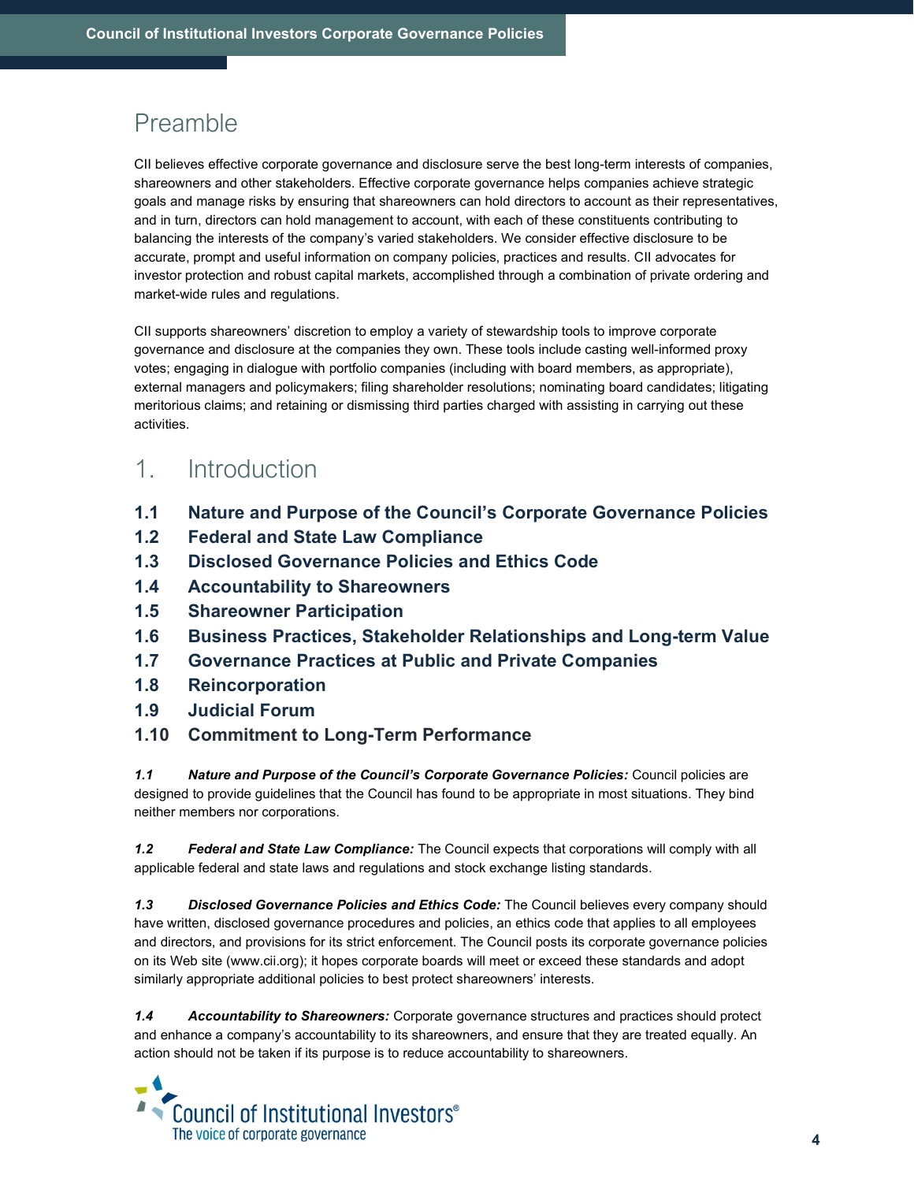## Preamble

CII believes effective corporate governance and disclosure serve the best long-term interests of companies, shareowners and other stakeholders. Effective corporate governance helps companies achieve strategic goals and manage risks by ensuring that shareowners can hold directors to account as their representatives, and in turn, directors can hold management to account, with each of these constituents contributing to balancing the interests of the company's varied stakeholders. We consider effective disclosure to be accurate, prompt and useful information on company policies, practices and results. CII advocates for investor protection and robust capital markets, accomplished through a combination of private ordering and market-wide rules and regulations.

CII supports shareowners' discretion to employ a variety of stewardship tools to improve corporate governance and disclosure at the companies they own. These tools include casting well-informed proxy votes; engaging in dialogue with portfolio companies (including with board members, as appropriate), external managers and policymakers; filing shareholder resolutions; nominating board candidates; litigating meritorious claims; and retaining or dismissing third parties charged with assisting in carrying out these activities.

## 1. Introduction

**1.1 Nature and Purpose of the Council's Corporate Governance Policies**
**1.2 Federal and State Law Compliance**
**1.3 Disclosed Governance Policies and Ethics Code**
**1.4 Accountability to Shareowners**
**1.5 Shareowner Participation**
**1.6 Business Practices, Stakeholder Relationships and Long-term Value**
**1.7 Governance Practices at Public and Private Companies**
**1.8 Reincorporation**
**1.9 Judicial Forum**
**1.10 Commitment to Long-Term Performance**

***1.1 Nature and Purpose of the Council's Corporate Governance Policies:*** Council policies are designed to provide guidelines that the Council has found to be appropriate in most situations. They bind neither members nor corporations.

***1.2 Federal and State Law Compliance:*** The Council expects that corporations will comply with all applicable federal and state laws and regulations and stock exchange listing standards.

***1.3 Disclosed Governance Policies and Ethics Code:*** The Council believes every company should have written, disclosed governance procedures and policies, an ethics code that applies to all employees and directors, and provisions for its strict enforcement. The Council posts its corporate governance policies on its Web site (www.cii.org); it hopes corporate boards will meet or exceed these standards and adopt similarly appropriate additional policies to best protect shareowners' interests.

***1.4 Accountability to Shareowners:*** Corporate governance structures and practices should protect and enhance a company's accountability to its shareowners, and ensure that they are treated equally. An action should not be taken if its purpose is to reduce accountability to shareowners.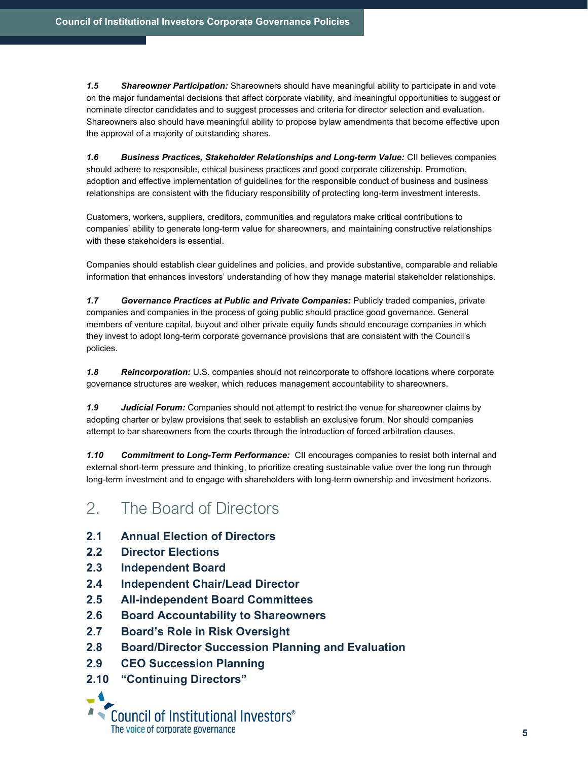***1.5 Shareowner Participation:*** Shareowners should have meaningful ability to participate in and vote on the major fundamental decisions that affect corporate viability, and meaningful opportunities to suggest or nominate director candidates and to suggest processes and criteria for director selection and evaluation. Shareowners also should have meaningful ability to propose bylaw amendments that become effective upon the approval of a majority of outstanding shares.

***1.6 Business Practices, Stakeholder Relationships and Long-term Value:*** CII believes companies should adhere to responsible, ethical business practices and good corporate citizenship. Promotion, adoption and effective implementation of guidelines for the responsible conduct of business and business relationships are consistent with the fiduciary responsibility of protecting long-term investment interests.

Customers, workers, suppliers, creditors, communities and regulators make critical contributions to companies' ability to generate long-term value for shareowners, and maintaining constructive relationships with these stakeholders is essential.

Companies should establish clear guidelines and policies, and provide substantive, comparable and reliable information that enhances investors' understanding of how they manage material stakeholder relationships.

***1.7 Governance Practices at Public and Private Companies:*** Publicly traded companies, private companies and companies in the process of going public should practice good governance. General members of venture capital, buyout and other private equity funds should encourage companies in which they invest to adopt long-term corporate governance provisions that are consistent with the Council's policies.

***1.8 Reincorporation:*** U.S. companies should not reincorporate to offshore locations where corporate governance structures are weaker, which reduces management accountability to shareowners.

***1.9 Judicial Forum:*** Companies should not attempt to restrict the venue for shareowner claims by adopting charter or bylaw provisions that seek to establish an exclusive forum. Nor should companies attempt to bar shareowners from the courts through the introduction of forced arbitration clauses.

***1.10 Commitment to Long-Term Performance:*** CII encourages companies to resist both internal and external short-term pressure and thinking, to prioritize creating sustainable value over the long run through long-term investment and to engage with shareholders with long-term ownership and investment horizons.

## 2. The Board of Directors

**2.1 Annual Election of Directors**
**2.2 Director Elections**
**2.3 Independent Board**
**2.4 Independent Chair/Lead Director**
**2.5 All-independent Board Committees**
**2.6 Board Accountability to Shareowners**
**2.7 Board's Role in Risk Oversight**
**2.8 Board/Director Succession Planning and Evaluation**
**2.9 CEO Succession Planning**
**2.10 "Continuing Directors"**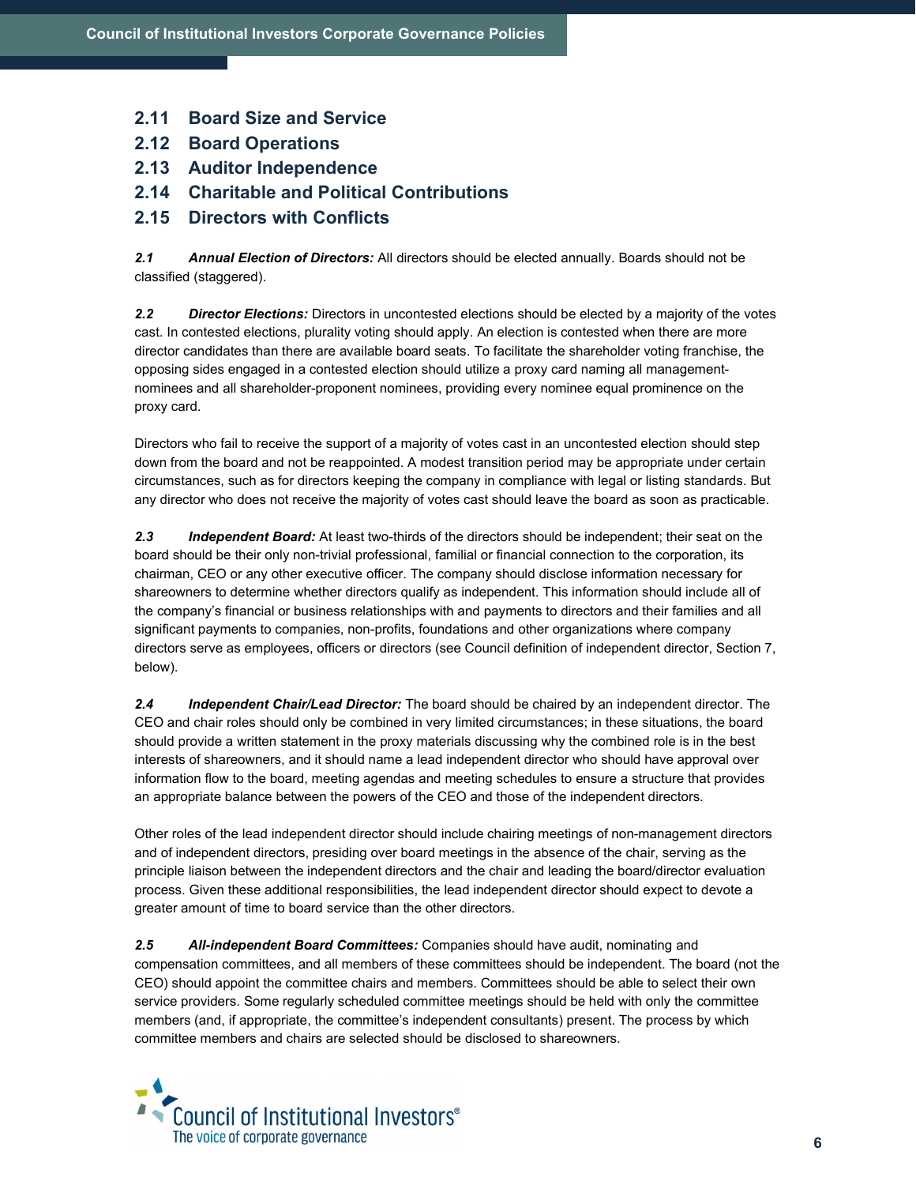**2.11 Board Size and Service**

**2.12 Board Operations**

**2.13 Auditor Independence**

**2.14 Charitable and Political Contributions**

**2.15 Directors with Conflicts**

***2.1 Annual Election of Directors:*** All directors should be elected annually. Boards should not be classified (staggered).

***2.2 Director Elections:*** Directors in uncontested elections should be elected by a majority of the votes cast. In contested elections, plurality voting should apply. An election is contested when there are more director candidates than there are available board seats. To facilitate the shareholder voting franchise, the opposing sides engaged in a contested election should utilize a proxy card naming all management-nominees and all shareholder-proponent nominees, providing every nominee equal prominence on the proxy card.

Directors who fail to receive the support of a majority of votes cast in an uncontested election should step down from the board and not be reappointed. A modest transition period may be appropriate under certain circumstances, such as for directors keeping the company in compliance with legal or listing standards. But any director who does not receive the majority of votes cast should leave the board as soon as practicable.

***2.3 Independent Board:*** At least two-thirds of the directors should be independent; their seat on the board should be their only non-trivial professional, familial or financial connection to the corporation, its chairman, CEO or any other executive officer. The company should disclose information necessary for shareowners to determine whether directors qualify as independent. This information should include all of the company's financial or business relationships with and payments to directors and their families and all significant payments to companies, non-profits, foundations and other organizations where company directors serve as employees, officers or directors (see Council definition of independent director, Section 7, below).

***2.4 Independent Chair/Lead Director:*** The board should be chaired by an independent director. The CEO and chair roles should only be combined in very limited circumstances; in these situations, the board should provide a written statement in the proxy materials discussing why the combined role is in the best interests of shareowners, and it should name a lead independent director who should have approval over information flow to the board, meeting agendas and meeting schedules to ensure a structure that provides an appropriate balance between the powers of the CEO and those of the independent directors.

Other roles of the lead independent director should include chairing meetings of non-management directors and of independent directors, presiding over board meetings in the absence of the chair, serving as the principle liaison between the independent directors and the chair and leading the board/director evaluation process. Given these additional responsibilities, the lead independent director should expect to devote a greater amount of time to board service than the other directors.

***2.5 All-independent Board Committees:*** Companies should have audit, nominating and compensation committees, and all members of these committees should be independent. The board (not the CEO) should appoint the committee chairs and members. Committees should be able to select their own service providers. Some regularly scheduled committee meetings should be held with only the committee members (and, if appropriate, the committee's independent consultants) present. The process by which committee members and chairs are selected should be disclosed to shareowners.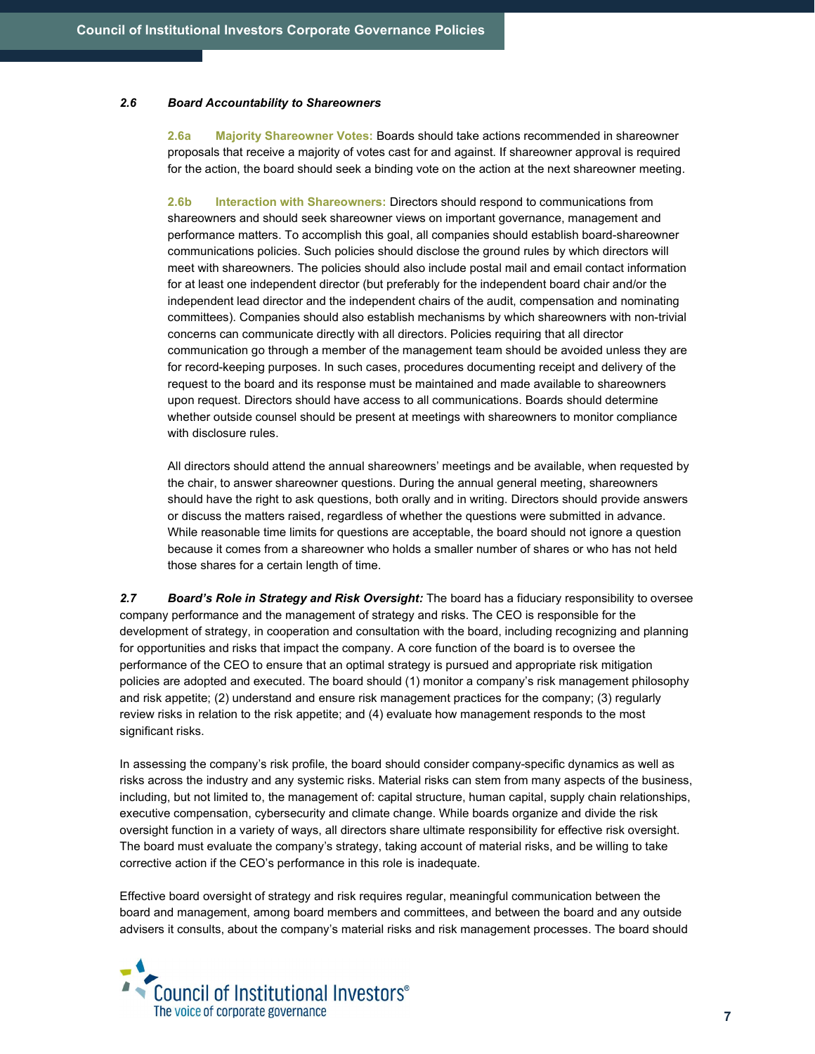### *2.6 Board Accountability to Shareowners*

**2.6a Majority Shareowner Votes:** Boards should take actions recommended in shareowner proposals that receive a majority of votes cast for and against. If shareowner approval is required for the action, the board should seek a binding vote on the action at the next shareowner meeting.

**2.6b Interaction with Shareowners:** Directors should respond to communications from shareowners and should seek shareowner views on important governance, management and performance matters. To accomplish this goal, all companies should establish board-shareowner communications policies. Such policies should disclose the ground rules by which directors will meet with shareowners. The policies should also include postal mail and email contact information for at least one independent director (but preferably for the independent board chair and/or the independent lead director and the independent chairs of the audit, compensation and nominating committees). Companies should also establish mechanisms by which shareowners with non-trivial concerns can communicate directly with all directors. Policies requiring that all director communication go through a member of the management team should be avoided unless they are for record-keeping purposes. In such cases, procedures documenting receipt and delivery of the request to the board and its response must be maintained and made available to shareowners upon request. Directors should have access to all communications. Boards should determine whether outside counsel should be present at meetings with shareowners to monitor compliance with disclosure rules.

All directors should attend the annual shareowners' meetings and be available, when requested by the chair, to answer shareowner questions. During the annual general meeting, shareowners should have the right to ask questions, both orally and in writing. Directors should provide answers or discuss the matters raised, regardless of whether the questions were submitted in advance. While reasonable time limits for questions are acceptable, the board should not ignore a question because it comes from a shareowner who holds a smaller number of shares or who has not held those shares for a certain length of time.

***2.7 Board's Role in Strategy and Risk Oversight:*** The board has a fiduciary responsibility to oversee company performance and the management of strategy and risks. The CEO is responsible for the development of strategy, in cooperation and consultation with the board, including recognizing and planning for opportunities and risks that impact the company. A core function of the board is to oversee the performance of the CEO to ensure that an optimal strategy is pursued and appropriate risk mitigation policies are adopted and executed. The board should (1) monitor a company's risk management philosophy and risk appetite; (2) understand and ensure risk management practices for the company; (3) regularly review risks in relation to the risk appetite; and (4) evaluate how management responds to the most significant risks.

In assessing the company's risk profile, the board should consider company-specific dynamics as well as risks across the industry and any systemic risks. Material risks can stem from many aspects of the business, including, but not limited to, the management of: capital structure, human capital, supply chain relationships, executive compensation, cybersecurity and climate change. While boards organize and divide the risk oversight function in a variety of ways, all directors share ultimate responsibility for effective risk oversight. The board must evaluate the company's strategy, taking account of material risks, and be willing to take corrective action if the CEO's performance in this role is inadequate.

Effective board oversight of strategy and risk requires regular, meaningful communication between the board and management, among board members and committees, and between the board and any outside advisers it consults, about the company's material risks and risk management processes. The board should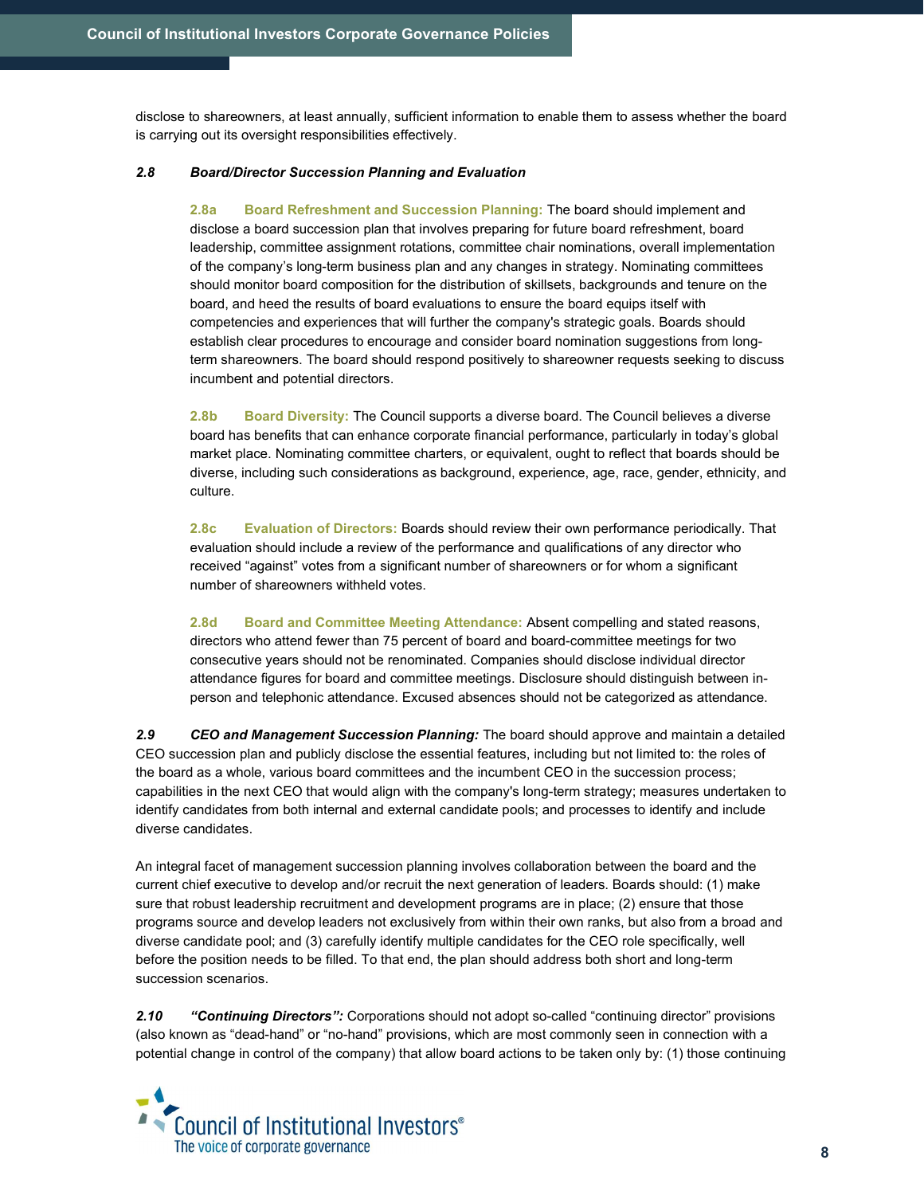disclose to shareowners, at least annually, sufficient information to enable them to assess whether the board is carrying out its oversight responsibilities effectively.

### *2.8 Board/Director Succession Planning and Evaluation*

**2.8a Board Refreshment and Succession Planning:** The board should implement and disclose a board succession plan that involves preparing for future board refreshment, board leadership, committee assignment rotations, committee chair nominations, overall implementation of the company's long-term business plan and any changes in strategy. Nominating committees should monitor board composition for the distribution of skillsets, backgrounds and tenure on the board, and heed the results of board evaluations to ensure the board equips itself with competencies and experiences that will further the company's strategic goals. Boards should establish clear procedures to encourage and consider board nomination suggestions from long-term shareowners. The board should respond positively to shareowner requests seeking to discuss incumbent and potential directors.

**2.8b Board Diversity:** The Council supports a diverse board. The Council believes a diverse board has benefits that can enhance corporate financial performance, particularly in today's global market place. Nominating committee charters, or equivalent, ought to reflect that boards should be diverse, including such considerations as background, experience, age, race, gender, ethnicity, and culture.

**2.8c Evaluation of Directors:** Boards should review their own performance periodically. That evaluation should include a review of the performance and qualifications of any director who received "against" votes from a significant number of shareowners or for whom a significant number of shareowners withheld votes.

**2.8d Board and Committee Meeting Attendance:** Absent compelling and stated reasons, directors who attend fewer than 75 percent of board and board-committee meetings for two consecutive years should not be renominated. Companies should disclose individual director attendance figures for board and committee meetings. Disclosure should distinguish between in-person and telephonic attendance. Excused absences should not be categorized as attendance.

***2.9 CEO and Management Succession Planning:*** The board should approve and maintain a detailed CEO succession plan and publicly disclose the essential features, including but not limited to: the roles of the board as a whole, various board committees and the incumbent CEO in the succession process; capabilities in the next CEO that would align with the company's long-term strategy; measures undertaken to identify candidates from both internal and external candidate pools; and processes to identify and include diverse candidates.

An integral facet of management succession planning involves collaboration between the board and the current chief executive to develop and/or recruit the next generation of leaders. Boards should: (1) make sure that robust leadership recruitment and development programs are in place; (2) ensure that those programs source and develop leaders not exclusively from within their own ranks, but also from a broad and diverse candidate pool; and (3) carefully identify multiple candidates for the CEO role specifically, well before the position needs to be filled. To that end, the plan should address both short and long-term succession scenarios.

***2.10 "Continuing Directors":*** Corporations should not adopt so-called "continuing director" provisions (also known as "dead-hand" or "no-hand" provisions, which are most commonly seen in connection with a potential change in control of the company) that allow board actions to be taken only by: (1) those continuing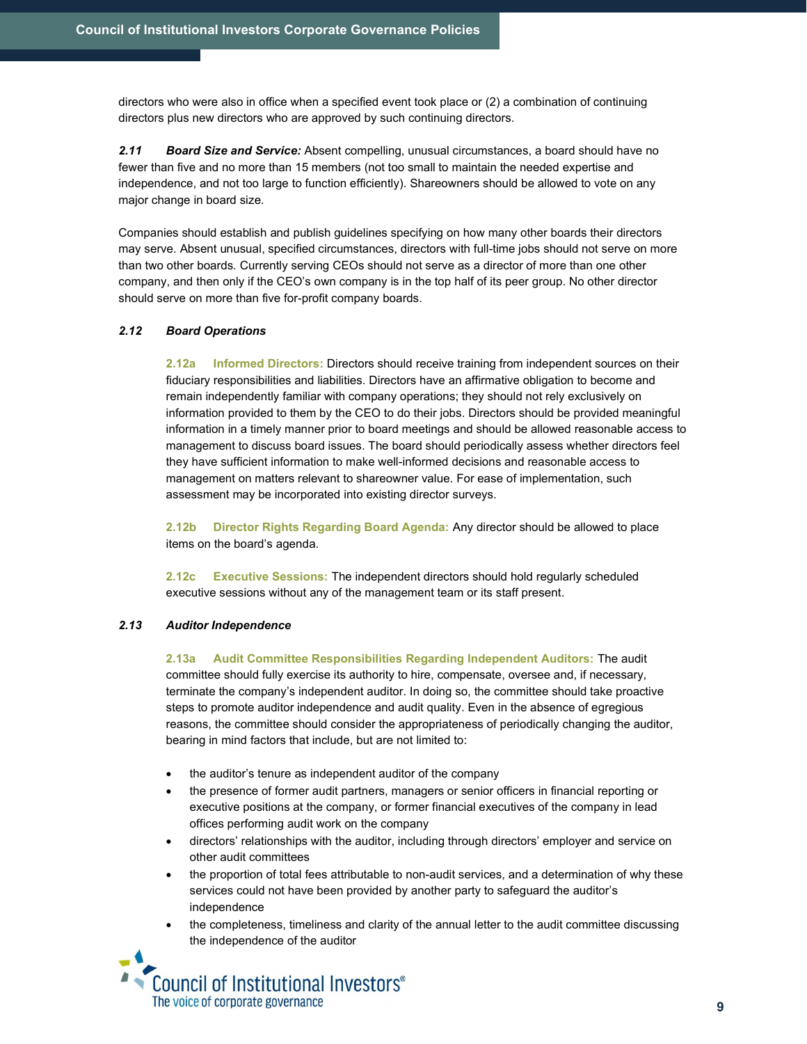directors who were also in office when a specified event took place or (2) a combination of continuing directors plus new directors who are approved by such continuing directors.

***2.11 Board Size and Service:*** Absent compelling, unusual circumstances, a board should have no fewer than five and no more than 15 members (not too small to maintain the needed expertise and independence, and not too large to function efficiently). Shareowners should be allowed to vote on any major change in board size.

Companies should establish and publish guidelines specifying on how many other boards their directors may serve. Absent unusual, specified circumstances, directors with full-time jobs should not serve on more than two other boards. Currently serving CEOs should not serve as a director of more than one other company, and then only if the CEO's own company is in the top half of its peer group. No other director should serve on more than five for-profit company boards.

***2.12 Board Operations***

**2.12a Informed Directors:** Directors should receive training from independent sources on their fiduciary responsibilities and liabilities. Directors have an affirmative obligation to become and remain independently familiar with company operations; they should not rely exclusively on information provided to them by the CEO to do their jobs. Directors should be provided meaningful information in a timely manner prior to board meetings and should be allowed reasonable access to management to discuss board issues. The board should periodically assess whether directors feel they have sufficient information to make well-informed decisions and reasonable access to management on matters relevant to shareowner value. For ease of implementation, such assessment may be incorporated into existing director surveys.

**2.12b Director Rights Regarding Board Agenda:** Any director should be allowed to place items on the board's agenda.

**2.12c Executive Sessions:** The independent directors should hold regularly scheduled executive sessions without any of the management team or its staff present.

***2.13 Auditor Independence***

**2.13a Audit Committee Responsibilities Regarding Independent Auditors:** The audit committee should fully exercise its authority to hire, compensate, oversee and, if necessary, terminate the company's independent auditor. In doing so, the committee should take proactive steps to promote auditor independence and audit quality. Even in the absence of egregious reasons, the committee should consider the appropriateness of periodically changing the auditor, bearing in mind factors that include, but are not limited to:

- the auditor's tenure as independent auditor of the company
- the presence of former audit partners, managers or senior officers in financial reporting or executive positions at the company, or former financial executives of the company in lead offices performing audit work on the company
- directors' relationships with the auditor, including through directors' employer and service on other audit committees
- the proportion of total fees attributable to non-audit services, and a determination of why these services could not have been provided by another party to safeguard the auditor's independence
- the completeness, timeliness and clarity of the annual letter to the audit committee discussing the independence of the auditor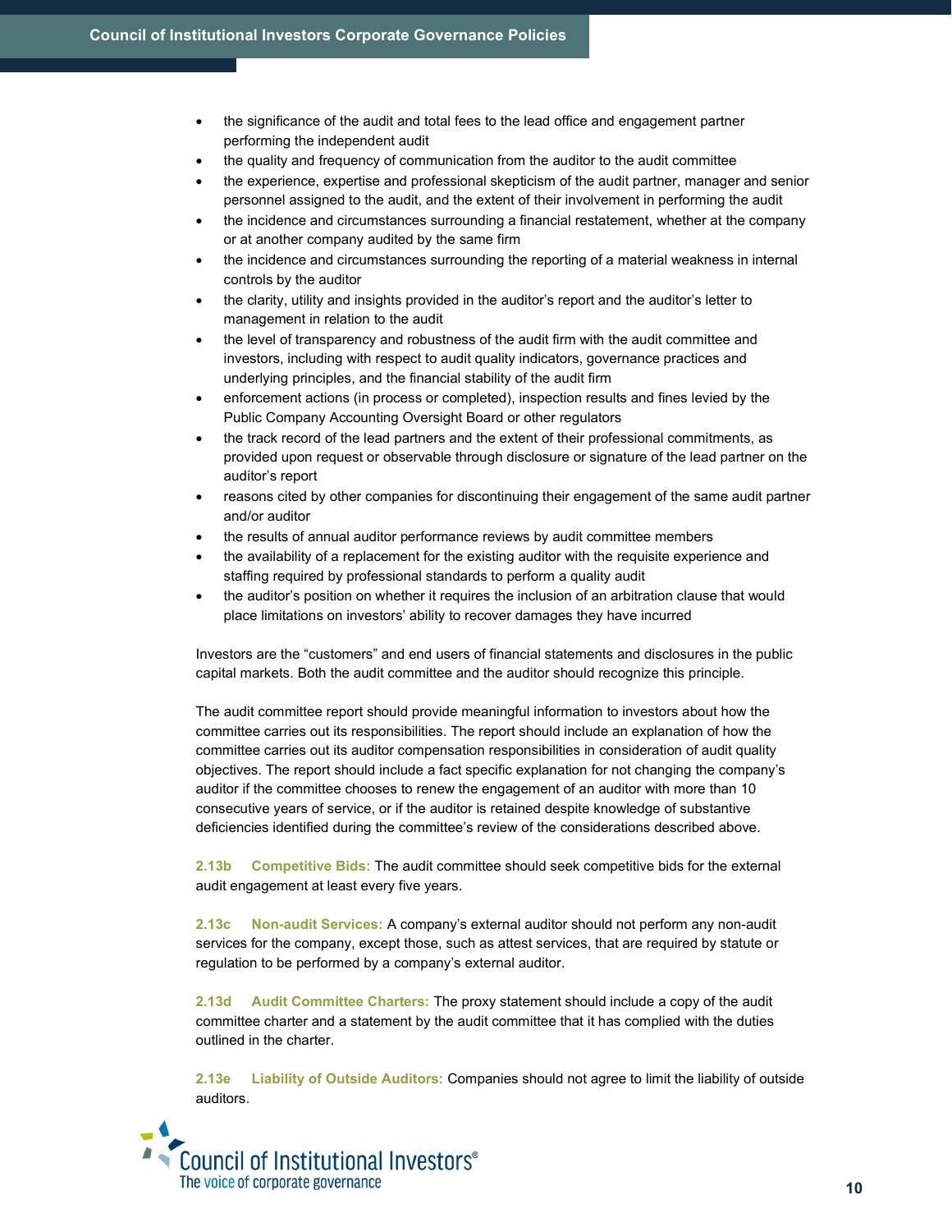- the significance of the audit and total fees to the lead office and engagement partner performing the independent audit
- the quality and frequency of communication from the auditor to the audit committee
- the experience, expertise and professional skepticism of the audit partner, manager and senior personnel assigned to the audit, and the extent of their involvement in performing the audit
- the incidence and circumstances surrounding a financial restatement, whether at the company or at another company audited by the same firm
- the incidence and circumstances surrounding the reporting of a material weakness in internal controls by the auditor
- the clarity, utility and insights provided in the auditor's report and the auditor's letter to management in relation to the audit
- the level of transparency and robustness of the audit firm with the audit committee and investors, including with respect to audit quality indicators, governance practices and underlying principles, and the financial stability of the audit firm
- enforcement actions (in process or completed), inspection results and fines levied by the Public Company Accounting Oversight Board or other regulators
- the track record of the lead partners and the extent of their professional commitments, as provided upon request or observable through disclosure or signature of the lead partner on the auditor's report
- reasons cited by other companies for discontinuing their engagement of the same audit partner and/or auditor
- the results of annual auditor performance reviews by audit committee members
- the availability of a replacement for the existing auditor with the requisite experience and staffing required by professional standards to perform a quality audit
- the auditor's position on whether it requires the inclusion of an arbitration clause that would place limitations on investors' ability to recover damages they have incurred

Investors are the "customers" and end users of financial statements and disclosures in the public capital markets. Both the audit committee and the auditor should recognize this principle.

The audit committee report should provide meaningful information to investors about how the committee carries out its responsibilities. The report should include an explanation of how the committee carries out its auditor compensation responsibilities in consideration of audit quality objectives. The report should include a fact specific explanation for not changing the company's auditor if the committee chooses to renew the engagement of an auditor with more than 10 consecutive years of service, or if the auditor is retained despite knowledge of substantive deficiencies identified during the committee's review of the considerations described above.

**2.13b Competitive Bids:** The audit committee should seek competitive bids for the external audit engagement at least every five years.

**2.13c Non-audit Services:** A company's external auditor should not perform any non-audit services for the company, except those, such as attest services, that are required by statute or regulation to be performed by a company's external auditor.

**2.13d Audit Committee Charters:** The proxy statement should include a copy of the audit committee charter and a statement by the audit committee that it has complied with the duties outlined in the charter.

**2.13e Liability of Outside Auditors:** Companies should not agree to limit the liability of outside auditors.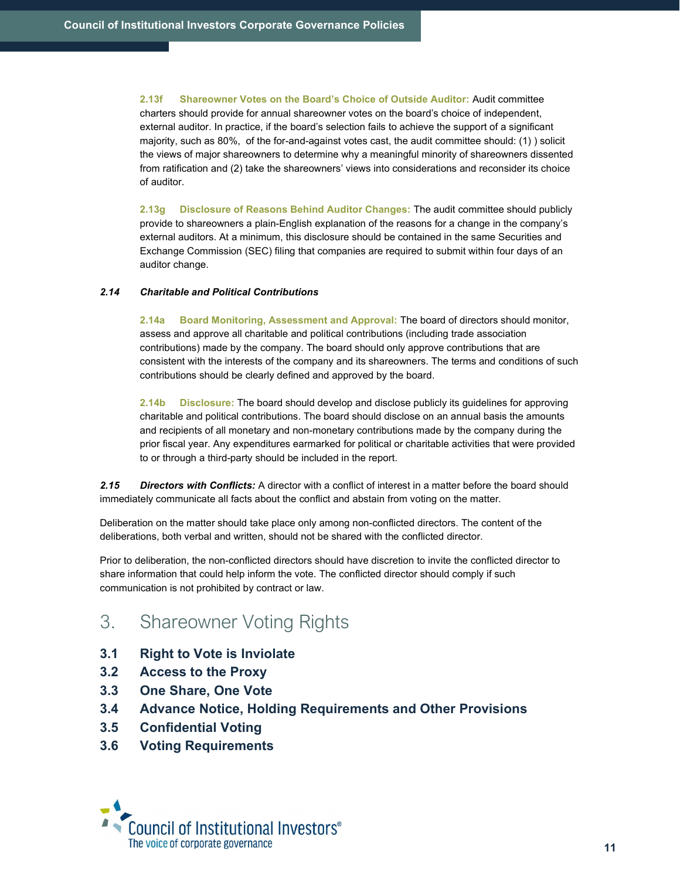**2.13f Shareowner Votes on the Board's Choice of Outside Auditor:** Audit committee charters should provide for annual shareowner votes on the board's choice of independent, external auditor. In practice, if the board's selection fails to achieve the support of a significant majority, such as 80%, of the for-and-against votes cast, the audit committee should: (1) ) solicit the views of major shareowners to determine why a meaningful minority of shareowners dissented from ratification and (2) take the shareowners' views into considerations and reconsider its choice of auditor.

**2.13g Disclosure of Reasons Behind Auditor Changes:** The audit committee should publicly provide to shareowners a plain-English explanation of the reasons for a change in the company's external auditors. At a minimum, this disclosure should be contained in the same Securities and Exchange Commission (SEC) filing that companies are required to submit within four days of an auditor change.

***2.14 Charitable and Political Contributions***

**2.14a Board Monitoring, Assessment and Approval:** The board of directors should monitor, assess and approve all charitable and political contributions (including trade association contributions) made by the company. The board should only approve contributions that are consistent with the interests of the company and its shareowners. The terms and conditions of such contributions should be clearly defined and approved by the board.

**2.14b Disclosure:** The board should develop and disclose publicly its guidelines for approving charitable and political contributions. The board should disclose on an annual basis the amounts and recipients of all monetary and non-monetary contributions made by the company during the prior fiscal year. Any expenditures earmarked for political or charitable activities that were provided to or through a third-party should be included in the report.

***2.15 Directors with Conflicts:*** A director with a conflict of interest in a matter before the board should immediately communicate all facts about the conflict and abstain from voting on the matter.

Deliberation on the matter should take place only among non-conflicted directors. The content of the deliberations, both verbal and written, should not be shared with the conflicted director.

Prior to deliberation, the non-conflicted directors should have discretion to invite the conflicted director to share information that could help inform the vote. The conflicted director should comply if such communication is not prohibited by contract or law.

# 3. Shareowner Voting Rights

**3.1 Right to Vote is Inviolate**

**3.2 Access to the Proxy**

**3.3 One Share, One Vote**

**3.4 Advance Notice, Holding Requirements and Other Provisions**

**3.5 Confidential Voting**

**3.6 Voting Requirements**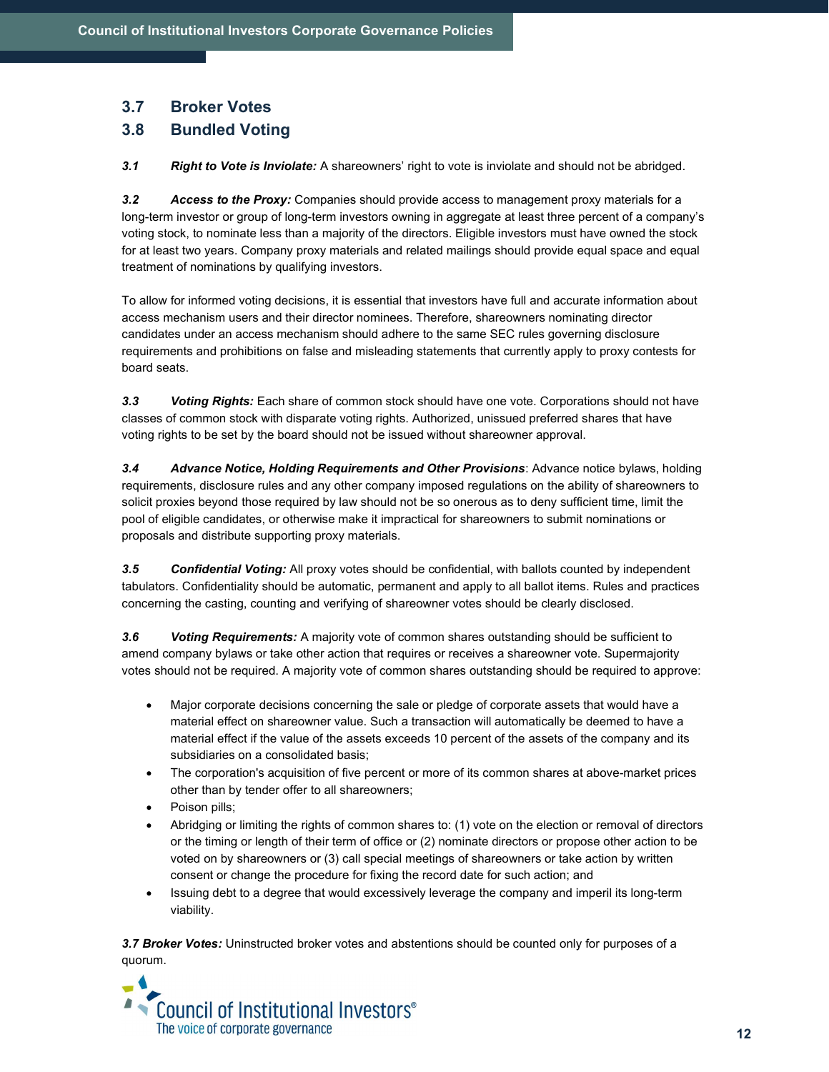### 3.7 Broker Votes

### 3.8 Bundled Voting

***3.1 Right to Vote is Inviolate:*** A shareowners' right to vote is inviolate and should not be abridged.

***3.2 Access to the Proxy:*** Companies should provide access to management proxy materials for a long-term investor or group of long-term investors owning in aggregate at least three percent of a company's voting stock, to nominate less than a majority of the directors. Eligible investors must have owned the stock for at least two years. Company proxy materials and related mailings should provide equal space and equal treatment of nominations by qualifying investors.

To allow for informed voting decisions, it is essential that investors have full and accurate information about access mechanism users and their director nominees. Therefore, shareowners nominating director candidates under an access mechanism should adhere to the same SEC rules governing disclosure requirements and prohibitions on false and misleading statements that currently apply to proxy contests for board seats.

***3.3 Voting Rights:*** Each share of common stock should have one vote. Corporations should not have classes of common stock with disparate voting rights. Authorized, unissued preferred shares that have voting rights to be set by the board should not be issued without shareowner approval.

***3.4 Advance Notice, Holding Requirements and Other Provisions***: Advance notice bylaws, holding requirements, disclosure rules and any other company imposed regulations on the ability of shareowners to solicit proxies beyond those required by law should not be so onerous as to deny sufficient time, limit the pool of eligible candidates, or otherwise make it impractical for shareowners to submit nominations or proposals and distribute supporting proxy materials.

***3.5 Confidential Voting:*** All proxy votes should be confidential, with ballots counted by independent tabulators. Confidentiality should be automatic, permanent and apply to all ballot items. Rules and practices concerning the casting, counting and verifying of shareowner votes should be clearly disclosed.

***3.6 Voting Requirements:*** A majority vote of common shares outstanding should be sufficient to amend company bylaws or take other action that requires or receives a shareowner vote. Supermajority votes should not be required. A majority vote of common shares outstanding should be required to approve:

- Major corporate decisions concerning the sale or pledge of corporate assets that would have a material effect on shareowner value. Such a transaction will automatically be deemed to have a material effect if the value of the assets exceeds 10 percent of the assets of the company and its subsidiaries on a consolidated basis;
- The corporation's acquisition of five percent or more of its common shares at above-market prices other than by tender offer to all shareowners;
- Poison pills;
- Abridging or limiting the rights of common shares to: (1) vote on the election or removal of directors or the timing or length of their term of office or (2) nominate directors or propose other action to be voted on by shareowners or (3) call special meetings of shareowners or take action by written consent or change the procedure for fixing the record date for such action; and
- Issuing debt to a degree that would excessively leverage the company and imperil its long-term viability.

***3.7 Broker Votes:*** Uninstructed broker votes and abstentions should be counted only for purposes of a quorum.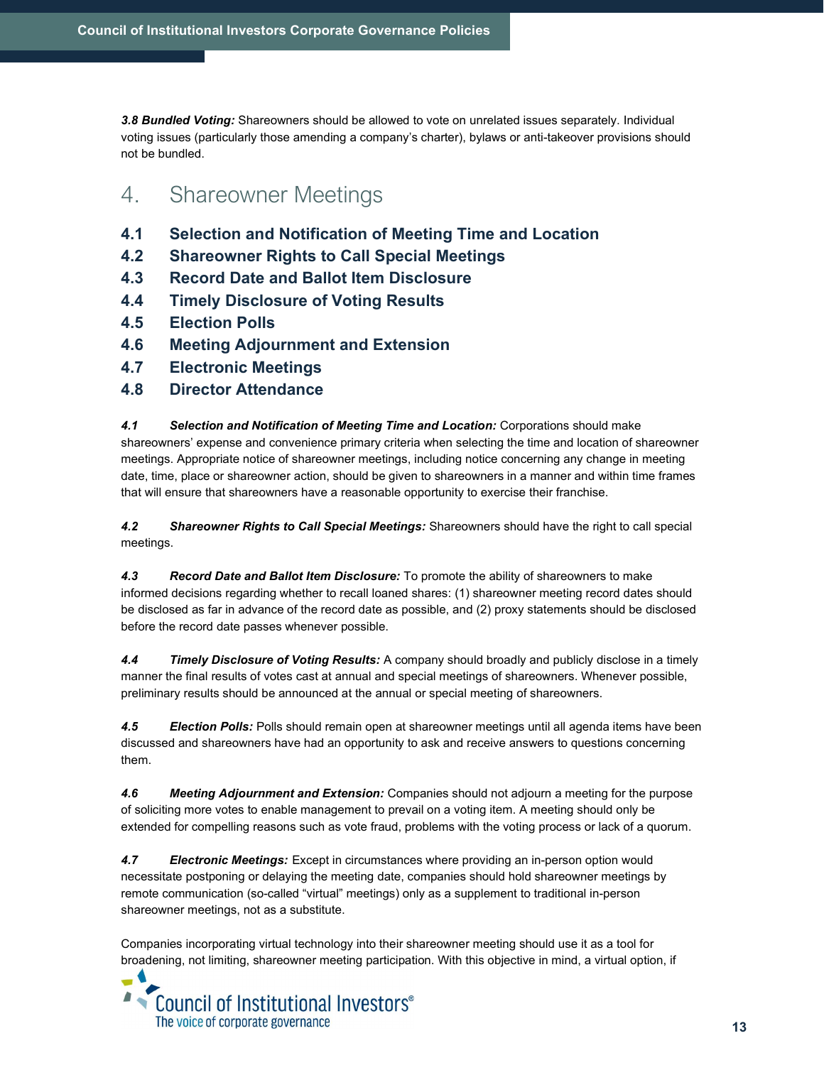***3.8 Bundled Voting:*** Shareowners should be allowed to vote on unrelated issues separately. Individual voting issues (particularly those amending a company's charter), bylaws or anti-takeover provisions should not be bundled.

# 4. Shareowner Meetings

**4.1 Selection and Notification of Meeting Time and Location**
**4.2 Shareowner Rights to Call Special Meetings**
**4.3 Record Date and Ballot Item Disclosure**
**4.4 Timely Disclosure of Voting Results**
**4.5 Election Polls**
**4.6 Meeting Adjournment and Extension**
**4.7 Electronic Meetings**
**4.8 Director Attendance**

***4.1 Selection and Notification of Meeting Time and Location:*** Corporations should make shareowners' expense and convenience primary criteria when selecting the time and location of shareowner meetings. Appropriate notice of shareowner meetings, including notice concerning any change in meeting date, time, place or shareowner action, should be given to shareowners in a manner and within time frames that will ensure that shareowners have a reasonable opportunity to exercise their franchise.

***4.2 Shareowner Rights to Call Special Meetings:*** Shareowners should have the right to call special meetings.

***4.3 Record Date and Ballot Item Disclosure:*** To promote the ability of shareowners to make informed decisions regarding whether to recall loaned shares: (1) shareowner meeting record dates should be disclosed as far in advance of the record date as possible, and (2) proxy statements should be disclosed before the record date passes whenever possible.

***4.4 Timely Disclosure of Voting Results:*** A company should broadly and publicly disclose in a timely manner the final results of votes cast at annual and special meetings of shareowners. Whenever possible, preliminary results should be announced at the annual or special meeting of shareowners.

***4.5 Election Polls:*** Polls should remain open at shareowner meetings until all agenda items have been discussed and shareowners have had an opportunity to ask and receive answers to questions concerning them.

***4.6 Meeting Adjournment and Extension:*** Companies should not adjourn a meeting for the purpose of soliciting more votes to enable management to prevail on a voting item. A meeting should only be extended for compelling reasons such as vote fraud, problems with the voting process or lack of a quorum.

***4.7 Electronic Meetings:*** Except in circumstances where providing an in-person option would necessitate postponing or delaying the meeting date, companies should hold shareowner meetings by remote communication (so-called "virtual" meetings) only as a supplement to traditional in-person shareowner meetings, not as a substitute.

Companies incorporating virtual technology into their shareowner meeting should use it as a tool for broadening, not limiting, shareowner meeting participation. With this objective in mind, a virtual option, if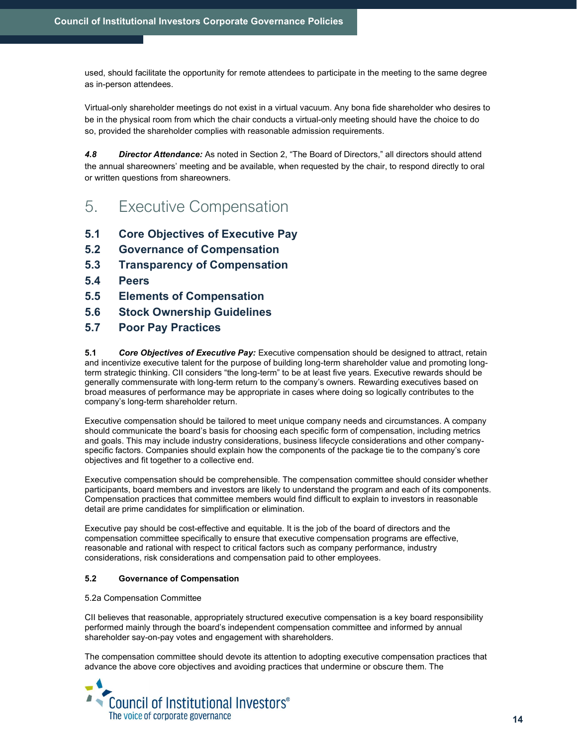used, should facilitate the opportunity for remote attendees to participate in the meeting to the same degree as in-person attendees.

Virtual-only shareholder meetings do not exist in a virtual vacuum. Any bona fide shareholder who desires to be in the physical room from which the chair conducts a virtual-only meeting should have the choice to do so, provided the shareholder complies with reasonable admission requirements.

***4.8 Director Attendance:*** As noted in Section 2, "The Board of Directors," all directors should attend the annual shareowners' meeting and be available, when requested by the chair, to respond directly to oral or written questions from shareowners.

# 5. Executive Compensation

**5.1 Core Objectives of Executive Pay**
**5.2 Governance of Compensation**
**5.3 Transparency of Compensation**
**5.4 Peers**
**5.5 Elements of Compensation**
**5.6 Stock Ownership Guidelines**
**5.7 Poor Pay Practices**

**5.1** ***Core Objectives of Executive Pay:*** Executive compensation should be designed to attract, retain and incentivize executive talent for the purpose of building long-term shareholder value and promoting long-term strategic thinking. CII considers "the long-term" to be at least five years. Executive rewards should be generally commensurate with long-term return to the company's owners. Rewarding executives based on broad measures of performance may be appropriate in cases where doing so logically contributes to the company's long-term shareholder return.

Executive compensation should be tailored to meet unique company needs and circumstances. A company should communicate the board's basis for choosing each specific form of compensation, including metrics and goals. This may include industry considerations, business lifecycle considerations and other company-specific factors. Companies should explain how the components of the package tie to the company's core objectives and fit together to a collective end.

Executive compensation should be comprehensible. The compensation committee should consider whether participants, board members and investors are likely to understand the program and each of its components. Compensation practices that committee members would find difficult to explain to investors in reasonable detail are prime candidates for simplification or elimination.

Executive pay should be cost-effective and equitable. It is the job of the board of directors and the compensation committee specifically to ensure that executive compensation programs are effective, reasonable and rational with respect to critical factors such as company performance, industry considerations, risk considerations and compensation paid to other employees.

**5.2 Governance of Compensation**

5.2a Compensation Committee

CII believes that reasonable, appropriately structured executive compensation is a key board responsibility performed mainly through the board's independent compensation committee and informed by annual shareholder say-on-pay votes and engagement with shareholders.

The compensation committee should devote its attention to adopting executive compensation practices that advance the above core objectives and avoiding practices that undermine or obscure them. The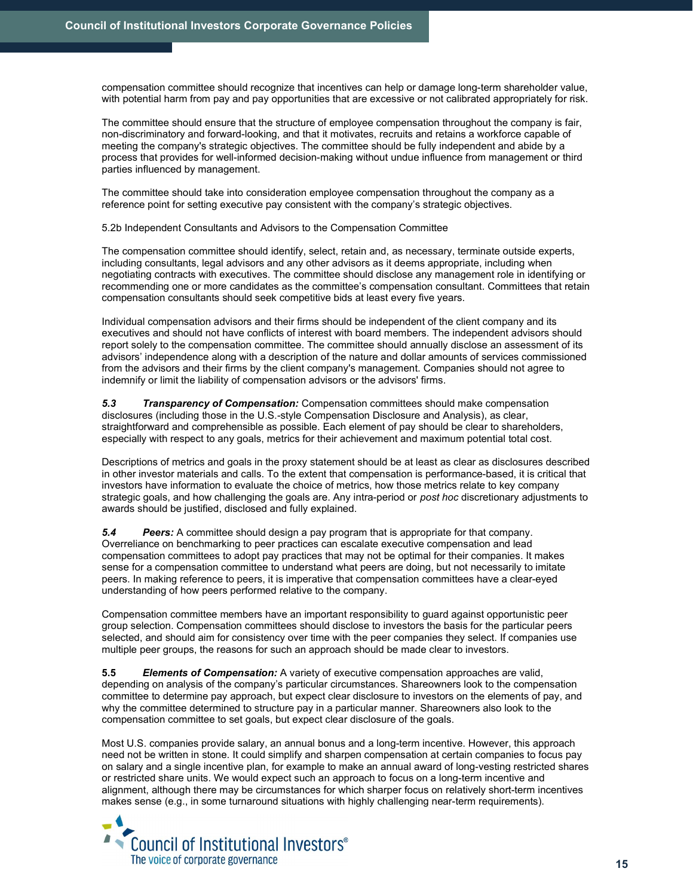compensation committee should recognize that incentives can help or damage long-term shareholder value, with potential harm from pay and pay opportunities that are excessive or not calibrated appropriately for risk.

The committee should ensure that the structure of employee compensation throughout the company is fair, non-discriminatory and forward-looking, and that it motivates, recruits and retains a workforce capable of meeting the company's strategic objectives. The committee should be fully independent and abide by a process that provides for well-informed decision-making without undue influence from management or third parties influenced by management.

The committee should take into consideration employee compensation throughout the company as a reference point for setting executive pay consistent with the company's strategic objectives.

5.2b Independent Consultants and Advisors to the Compensation Committee

The compensation committee should identify, select, retain and, as necessary, terminate outside experts, including consultants, legal advisors and any other advisors as it deems appropriate, including when negotiating contracts with executives. The committee should disclose any management role in identifying or recommending one or more candidates as the committee's compensation consultant. Committees that retain compensation consultants should seek competitive bids at least every five years.

Individual compensation advisors and their firms should be independent of the client company and its executives and should not have conflicts of interest with board members. The independent advisors should report solely to the compensation committee. The committee should annually disclose an assessment of its advisors' independence along with a description of the nature and dollar amounts of services commissioned from the advisors and their firms by the client company's management. Companies should not agree to indemnify or limit the liability of compensation advisors or the advisors' firms.

***5.3 Transparency of Compensation:*** Compensation committees should make compensation disclosures (including those in the U.S.-style Compensation Disclosure and Analysis), as clear, straightforward and comprehensible as possible. Each element of pay should be clear to shareholders, especially with respect to any goals, metrics for their achievement and maximum potential total cost.

Descriptions of metrics and goals in the proxy statement should be at least as clear as disclosures described in other investor materials and calls. To the extent that compensation is performance-based, it is critical that investors have information to evaluate the choice of metrics, how those metrics relate to key company strategic goals, and how challenging the goals are. Any intra-period or *post hoc* discretionary adjustments to awards should be justified, disclosed and fully explained.

***5.4 Peers:*** A committee should design a pay program that is appropriate for that company. Overreliance on benchmarking to peer practices can escalate executive compensation and lead compensation committees to adopt pay practices that may not be optimal for their companies. It makes sense for a compensation committee to understand what peers are doing, but not necessarily to imitate peers. In making reference to peers, it is imperative that compensation committees have a clear-eyed understanding of how peers performed relative to the company.

Compensation committee members have an important responsibility to guard against opportunistic peer group selection. Compensation committees should disclose to investors the basis for the particular peers selected, and should aim for consistency over time with the peer companies they select. If companies use multiple peer groups, the reasons for such an approach should be made clear to investors.

**5.5 *Elements of Compensation:*** A variety of executive compensation approaches are valid, depending on analysis of the company's particular circumstances. Shareowners look to the compensation committee to determine pay approach, but expect clear disclosure to investors on the elements of pay, and why the committee determined to structure pay in a particular manner. Shareowners also look to the compensation committee to set goals, but expect clear disclosure of the goals.

Most U.S. companies provide salary, an annual bonus and a long-term incentive. However, this approach need not be written in stone. It could simplify and sharpen compensation at certain companies to focus pay on salary and a single incentive plan, for example to make an annual award of long-vesting restricted shares or restricted share units. We would expect such an approach to focus on a long-term incentive and alignment, although there may be circumstances for which sharper focus on relatively short-term incentives makes sense (e.g., in some turnaround situations with highly challenging near-term requirements).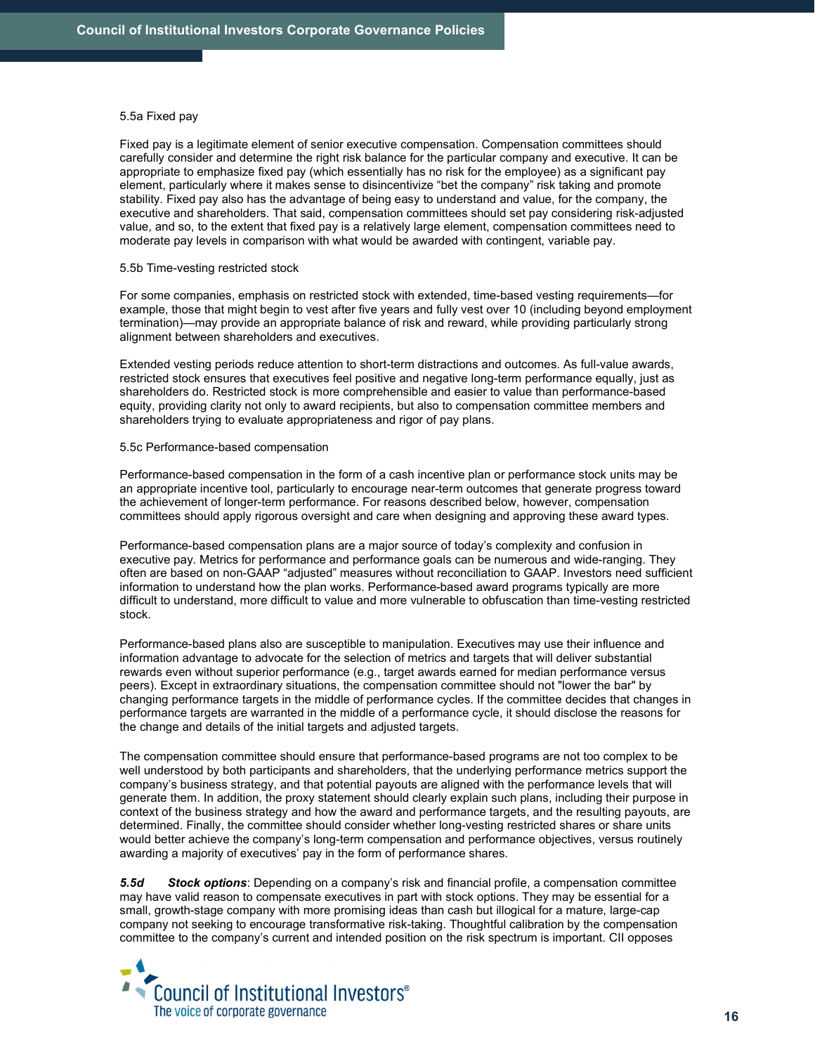5.5a Fixed pay

Fixed pay is a legitimate element of senior executive compensation. Compensation committees should carefully consider and determine the right risk balance for the particular company and executive. It can be appropriate to emphasize fixed pay (which essentially has no risk for the employee) as a significant pay element, particularly where it makes sense to disincentivize "bet the company" risk taking and promote stability. Fixed pay also has the advantage of being easy to understand and value, for the company, the executive and shareholders. That said, compensation committees should set pay considering risk-adjusted value, and so, to the extent that fixed pay is a relatively large element, compensation committees need to moderate pay levels in comparison with what would be awarded with contingent, variable pay.

5.5b Time-vesting restricted stock

For some companies, emphasis on restricted stock with extended, time-based vesting requirements—for example, those that might begin to vest after five years and fully vest over 10 (including beyond employment termination)—may provide an appropriate balance of risk and reward, while providing particularly strong alignment between shareholders and executives.

Extended vesting periods reduce attention to short-term distractions and outcomes. As full-value awards, restricted stock ensures that executives feel positive and negative long-term performance equally, just as shareholders do. Restricted stock is more comprehensible and easier to value than performance-based equity, providing clarity not only to award recipients, but also to compensation committee members and shareholders trying to evaluate appropriateness and rigor of pay plans.

5.5c Performance-based compensation

Performance-based compensation in the form of a cash incentive plan or performance stock units may be an appropriate incentive tool, particularly to encourage near-term outcomes that generate progress toward the achievement of longer-term performance. For reasons described below, however, compensation committees should apply rigorous oversight and care when designing and approving these award types.

Performance-based compensation plans are a major source of today's complexity and confusion in executive pay. Metrics for performance and performance goals can be numerous and wide-ranging. They often are based on non-GAAP "adjusted" measures without reconciliation to GAAP. Investors need sufficient information to understand how the plan works. Performance-based award programs typically are more difficult to understand, more difficult to value and more vulnerable to obfuscation than time-vesting restricted stock.

Performance-based plans also are susceptible to manipulation. Executives may use their influence and information advantage to advocate for the selection of metrics and targets that will deliver substantial rewards even without superior performance (e.g., target awards earned for median performance versus peers). Except in extraordinary situations, the compensation committee should not "lower the bar" by changing performance targets in the middle of performance cycles. If the committee decides that changes in performance targets are warranted in the middle of a performance cycle, it should disclose the reasons for the change and details of the initial targets and adjusted targets.

The compensation committee should ensure that performance-based programs are not too complex to be well understood by both participants and shareholders, that the underlying performance metrics support the company's business strategy, and that potential payouts are aligned with the performance levels that will generate them. In addition, the proxy statement should clearly explain such plans, including their purpose in context of the business strategy and how the award and performance targets, and the resulting payouts, are determined. Finally, the committee should consider whether long-vesting restricted shares or share units would better achieve the company's long-term compensation and performance objectives, versus routinely awarding a majority of executives' pay in the form of performance shares.

***5.5d Stock options***: Depending on a company's risk and financial profile, a compensation committee may have valid reason to compensate executives in part with stock options. They may be essential for a small, growth-stage company with more promising ideas than cash but illogical for a mature, large-cap company not seeking to encourage transformative risk-taking. Thoughtful calibration by the compensation committee to the company's current and intended position on the risk spectrum is important. CII opposes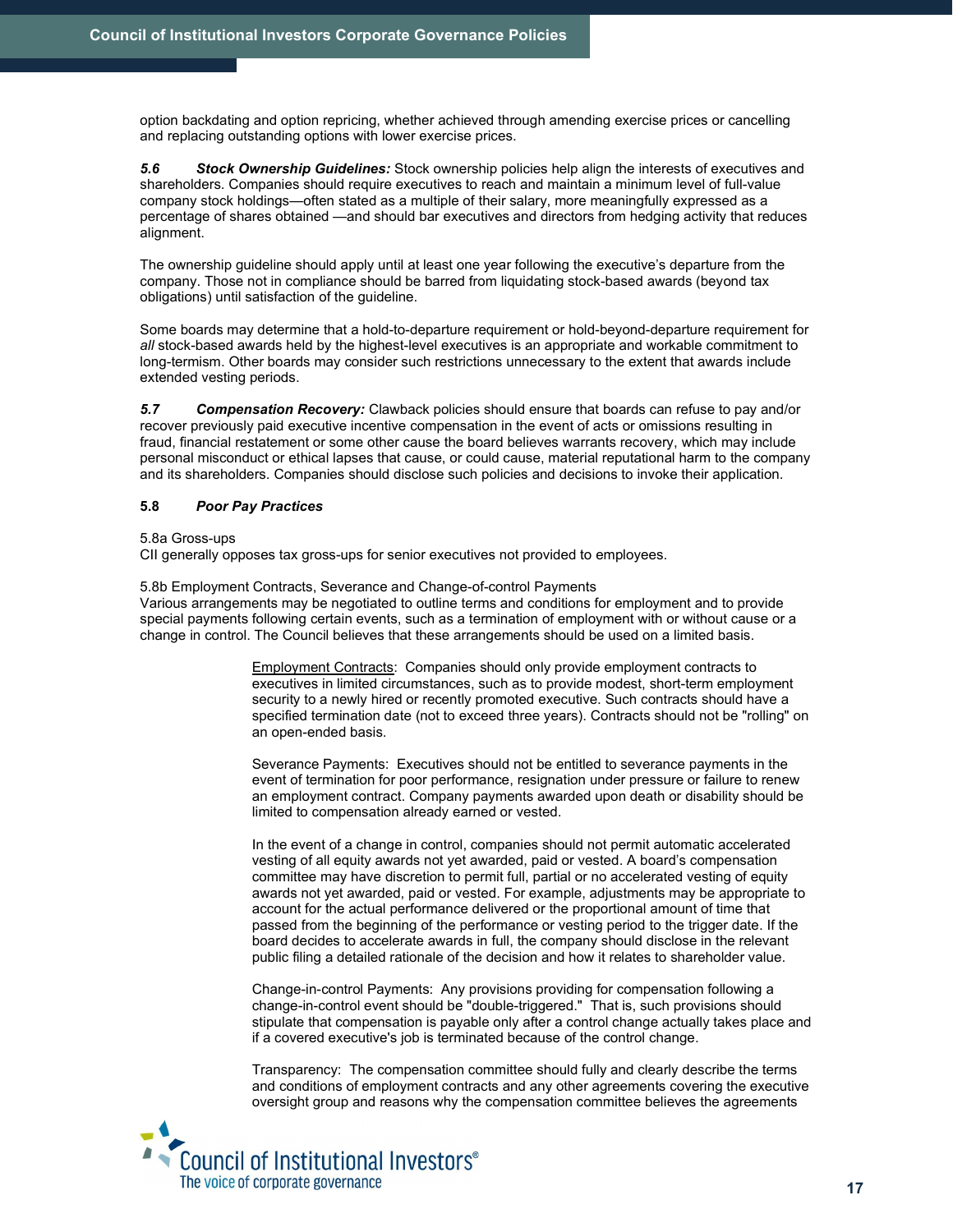option backdating and option repricing, whether achieved through amending exercise prices or cancelling and replacing outstanding options with lower exercise prices.

***5.6 Stock Ownership Guidelines:*** Stock ownership policies help align the interests of executives and shareholders. Companies should require executives to reach and maintain a minimum level of full-value company stock holdings—often stated as a multiple of their salary, more meaningfully expressed as a percentage of shares obtained —and should bar executives and directors from hedging activity that reduces alignment.

The ownership guideline should apply until at least one year following the executive's departure from the company. Those not in compliance should be barred from liquidating stock-based awards (beyond tax obligations) until satisfaction of the guideline.

Some boards may determine that a hold-to-departure requirement or hold-beyond-departure requirement for *all* stock-based awards held by the highest-level executives is an appropriate and workable commitment to long-termism. Other boards may consider such restrictions unnecessary to the extent that awards include extended vesting periods.

***5.7 Compensation Recovery:*** Clawback policies should ensure that boards can refuse to pay and/or recover previously paid executive incentive compensation in the event of acts or omissions resulting in fraud, financial restatement or some other cause the board believes warrants recovery, which may include personal misconduct or ethical lapses that cause, or could cause, material reputational harm to the company and its shareholders. Companies should disclose such policies and decisions to invoke their application.

**5.8 *Poor Pay Practices***

5.8a Gross-ups
CII generally opposes tax gross-ups for senior executives not provided to employees.

5.8b Employment Contracts, Severance and Change-of-control Payments
Various arrangements may be negotiated to outline terms and conditions for employment and to provide special payments following certain events, such as a termination of employment with or without cause or a change in control. The Council believes that these arrangements should be used on a limited basis.

> Employment Contracts: Companies should only provide employment contracts to executives in limited circumstances, such as to provide modest, short-term employment security to a newly hired or recently promoted executive. Such contracts should have a specified termination date (not to exceed three years). Contracts should not be "rolling" on an open-ended basis.
>
> Severance Payments: Executives should not be entitled to severance payments in the event of termination for poor performance, resignation under pressure or failure to renew an employment contract. Company payments awarded upon death or disability should be limited to compensation already earned or vested.
>
> In the event of a change in control, companies should not permit automatic accelerated vesting of all equity awards not yet awarded, paid or vested. A board's compensation committee may have discretion to permit full, partial or no accelerated vesting of equity awards not yet awarded, paid or vested. For example, adjustments may be appropriate to account for the actual performance delivered or the proportional amount of time that passed from the beginning of the performance or vesting period to the trigger date. If the board decides to accelerate awards in full, the company should disclose in the relevant public filing a detailed rationale of the decision and how it relates to shareholder value.
>
> Change-in-control Payments: Any provisions providing for compensation following a change-in-control event should be "double-triggered." That is, such provisions should stipulate that compensation is payable only after a control change actually takes place and if a covered executive's job is terminated because of the control change.
>
> Transparency: The compensation committee should fully and clearly describe the terms and conditions of employment contracts and any other agreements covering the executive oversight group and reasons why the compensation committee believes the agreements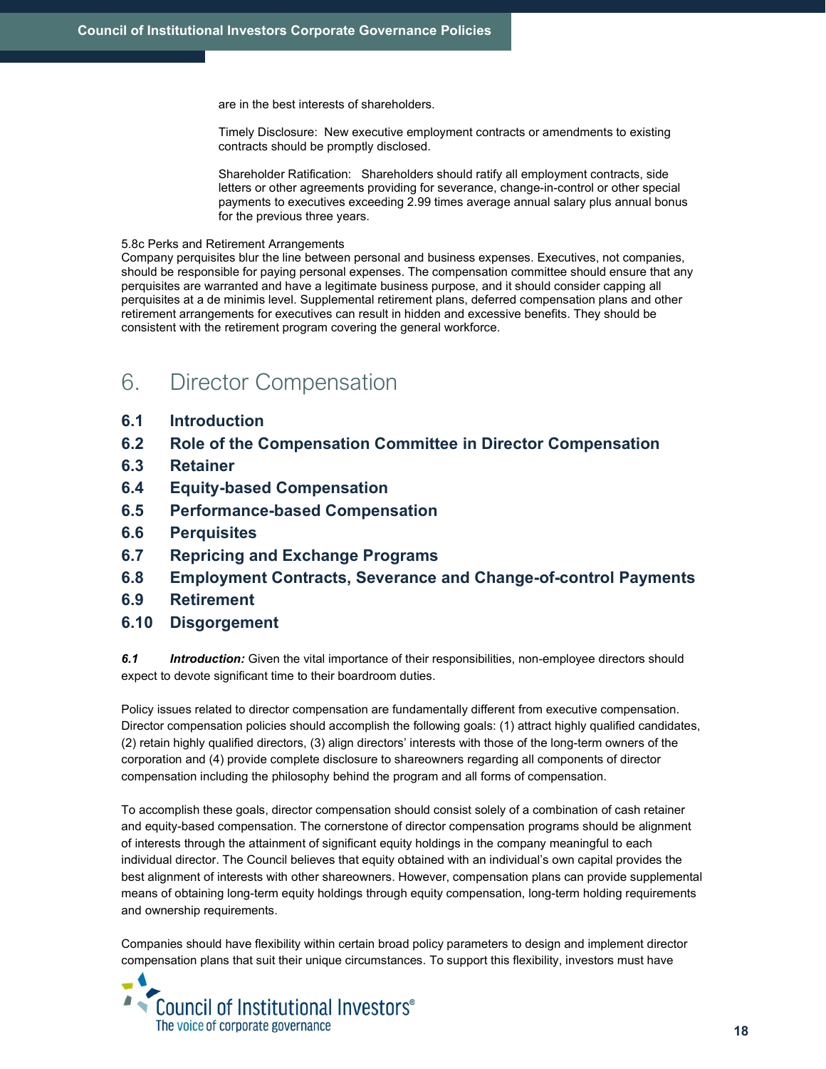are in the best interests of shareholders.

Timely Disclosure: New executive employment contracts or amendments to existing contracts should be promptly disclosed.

Shareholder Ratification: Shareholders should ratify all employment contracts, side letters or other agreements providing for severance, change-in-control or other special payments to executives exceeding 2.99 times average annual salary plus annual bonus for the previous three years.

5.8c Perks and Retirement Arrangements
Company perquisites blur the line between personal and business expenses. Executives, not companies, should be responsible for paying personal expenses. The compensation committee should ensure that any perquisites are warranted and have a legitimate business purpose, and it should consider capping all perquisites at a de minimis level. Supplemental retirement plans, deferred compensation plans and other retirement arrangements for executives can result in hidden and excessive benefits. They should be consistent with the retirement program covering the general workforce.

# 6. Director Compensation

**6.1 Introduction**
**6.2 Role of the Compensation Committee in Director Compensation**
**6.3 Retainer**
**6.4 Equity-based Compensation**
**6.5 Performance-based Compensation**
**6.6 Perquisites**
**6.7 Repricing and Exchange Programs**
**6.8 Employment Contracts, Severance and Change-of-control Payments**
**6.9 Retirement**
**6.10 Disgorgement**

***6.1 Introduction:*** Given the vital importance of their responsibilities, non-employee directors should expect to devote significant time to their boardroom duties.

Policy issues related to director compensation are fundamentally different from executive compensation. Director compensation policies should accomplish the following goals: (1) attract highly qualified candidates, (2) retain highly qualified directors, (3) align directors' interests with those of the long-term owners of the corporation and (4) provide complete disclosure to shareowners regarding all components of director compensation including the philosophy behind the program and all forms of compensation.

To accomplish these goals, director compensation should consist solely of a combination of cash retainer and equity-based compensation. The cornerstone of director compensation programs should be alignment of interests through the attainment of significant equity holdings in the company meaningful to each individual director. The Council believes that equity obtained with an individual's own capital provides the best alignment of interests with other shareowners. However, compensation plans can provide supplemental means of obtaining long-term equity holdings through equity compensation, long-term holding requirements and ownership requirements.

Companies should have flexibility within certain broad policy parameters to design and implement director compensation plans that suit their unique circumstances. To support this flexibility, investors must have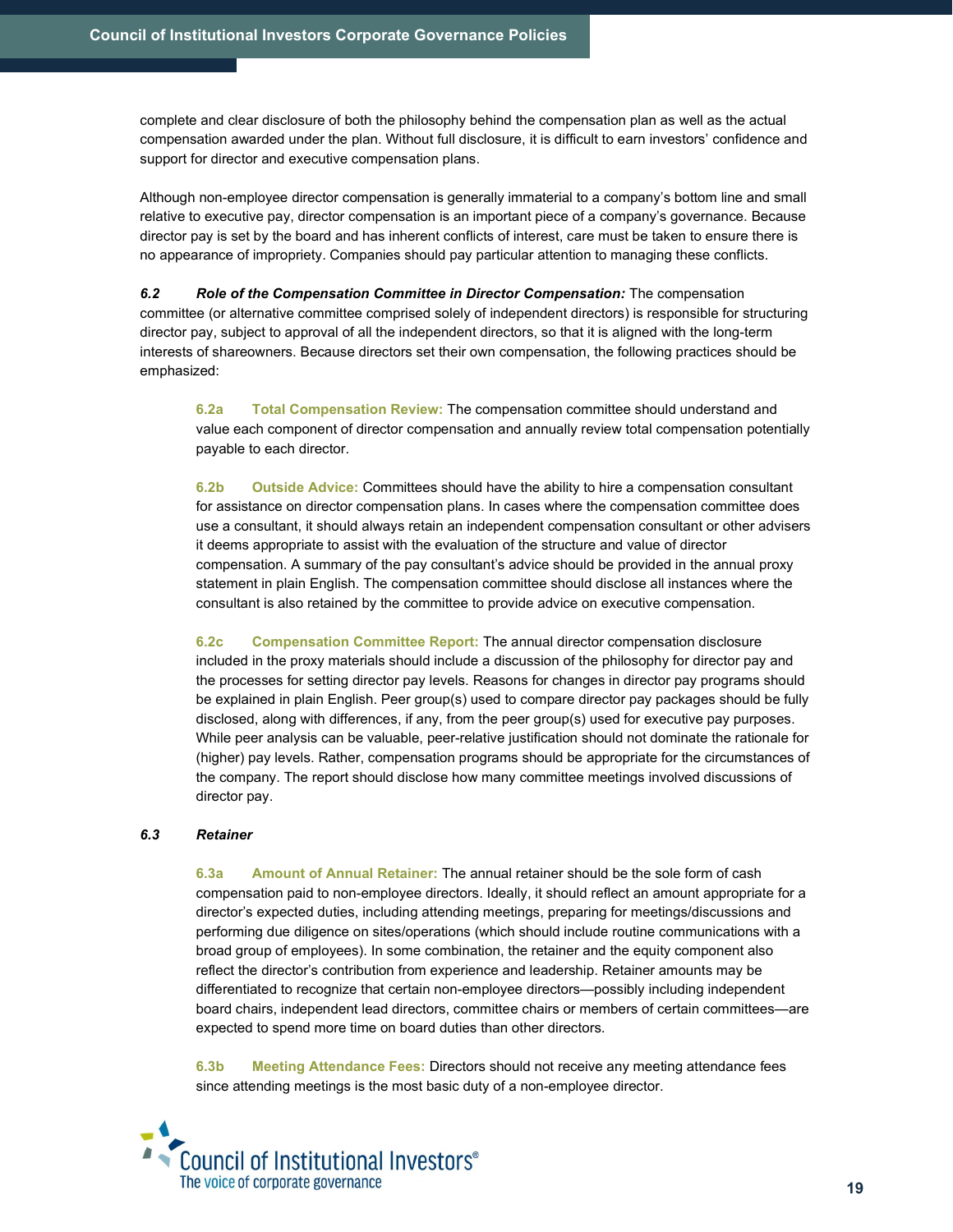complete and clear disclosure of both the philosophy behind the compensation plan as well as the actual compensation awarded under the plan. Without full disclosure, it is difficult to earn investors' confidence and support for director and executive compensation plans.

Although non-employee director compensation is generally immaterial to a company's bottom line and small relative to executive pay, director compensation is an important piece of a company's governance. Because director pay is set by the board and has inherent conflicts of interest, care must be taken to ensure there is no appearance of impropriety. Companies should pay particular attention to managing these conflicts.

***6.2 Role of the Compensation Committee in Director Compensation:*** The compensation committee (or alternative committee comprised solely of independent directors) is responsible for structuring director pay, subject to approval of all the independent directors, so that it is aligned with the long-term interests of shareowners. Because directors set their own compensation, the following practices should be emphasized:

**6.2a Total Compensation Review:** The compensation committee should understand and value each component of director compensation and annually review total compensation potentially payable to each director.

**6.2b Outside Advice:** Committees should have the ability to hire a compensation consultant for assistance on director compensation plans. In cases where the compensation committee does use a consultant, it should always retain an independent compensation consultant or other advisers it deems appropriate to assist with the evaluation of the structure and value of director compensation. A summary of the pay consultant's advice should be provided in the annual proxy statement in plain English. The compensation committee should disclose all instances where the consultant is also retained by the committee to provide advice on executive compensation.

**6.2c Compensation Committee Report:** The annual director compensation disclosure included in the proxy materials should include a discussion of the philosophy for director pay and the processes for setting director pay levels. Reasons for changes in director pay programs should be explained in plain English. Peer group(s) used to compare director pay packages should be fully disclosed, along with differences, if any, from the peer group(s) used for executive pay purposes. While peer analysis can be valuable, peer-relative justification should not dominate the rationale for (higher) pay levels. Rather, compensation programs should be appropriate for the circumstances of the company. The report should disclose how many committee meetings involved discussions of director pay.

***6.3 Retainer***

**6.3a Amount of Annual Retainer:** The annual retainer should be the sole form of cash compensation paid to non-employee directors. Ideally, it should reflect an amount appropriate for a director's expected duties, including attending meetings, preparing for meetings/discussions and performing due diligence on sites/operations (which should include routine communications with a broad group of employees). In some combination, the retainer and the equity component also reflect the director's contribution from experience and leadership. Retainer amounts may be differentiated to recognize that certain non-employee directors—possibly including independent board chairs, independent lead directors, committee chairs or members of certain committees—are expected to spend more time on board duties than other directors.

**6.3b Meeting Attendance Fees:** Directors should not receive any meeting attendance fees since attending meetings is the most basic duty of a non-employee director.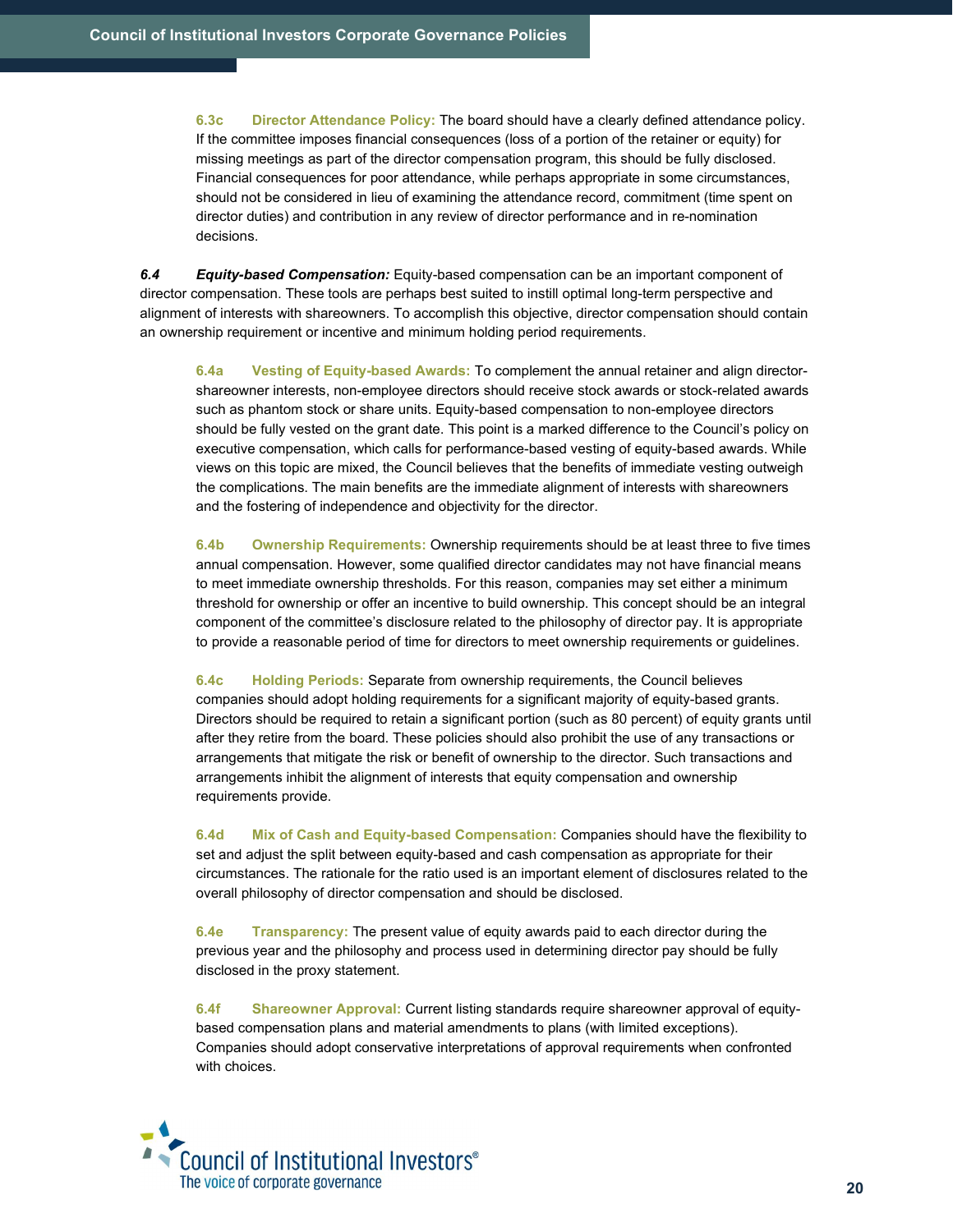**6.3c Director Attendance Policy:** The board should have a clearly defined attendance policy. If the committee imposes financial consequences (loss of a portion of the retainer or equity) for missing meetings as part of the director compensation program, this should be fully disclosed. Financial consequences for poor attendance, while perhaps appropriate in some circumstances, should not be considered in lieu of examining the attendance record, commitment (time spent on director duties) and contribution in any review of director performance and in re-nomination decisions.

***6.4 Equity-based Compensation:*** Equity-based compensation can be an important component of director compensation. These tools are perhaps best suited to instill optimal long-term perspective and alignment of interests with shareowners. To accomplish this objective, director compensation should contain an ownership requirement or incentive and minimum holding period requirements.

**6.4a Vesting of Equity-based Awards:** To complement the annual retainer and align director-shareowner interests, non-employee directors should receive stock awards or stock-related awards such as phantom stock or share units. Equity-based compensation to non-employee directors should be fully vested on the grant date. This point is a marked difference to the Council's policy on executive compensation, which calls for performance-based vesting of equity-based awards. While views on this topic are mixed, the Council believes that the benefits of immediate vesting outweigh the complications. The main benefits are the immediate alignment of interests with shareowners and the fostering of independence and objectivity for the director.

**6.4b Ownership Requirements:** Ownership requirements should be at least three to five times annual compensation. However, some qualified director candidates may not have financial means to meet immediate ownership thresholds. For this reason, companies may set either a minimum threshold for ownership or offer an incentive to build ownership. This concept should be an integral component of the committee's disclosure related to the philosophy of director pay. It is appropriate to provide a reasonable period of time for directors to meet ownership requirements or guidelines.

**6.4c Holding Periods:** Separate from ownership requirements, the Council believes companies should adopt holding requirements for a significant majority of equity-based grants. Directors should be required to retain a significant portion (such as 80 percent) of equity grants until after they retire from the board. These policies should also prohibit the use of any transactions or arrangements that mitigate the risk or benefit of ownership to the director. Such transactions and arrangements inhibit the alignment of interests that equity compensation and ownership requirements provide.

**6.4d Mix of Cash and Equity-based Compensation:** Companies should have the flexibility to set and adjust the split between equity-based and cash compensation as appropriate for their circumstances. The rationale for the ratio used is an important element of disclosures related to the overall philosophy of director compensation and should be disclosed.

**6.4e Transparency:** The present value of equity awards paid to each director during the previous year and the philosophy and process used in determining director pay should be fully disclosed in the proxy statement.

**6.4f Shareowner Approval:** Current listing standards require shareowner approval of equity-based compensation plans and material amendments to plans (with limited exceptions). Companies should adopt conservative interpretations of approval requirements when confronted with choices.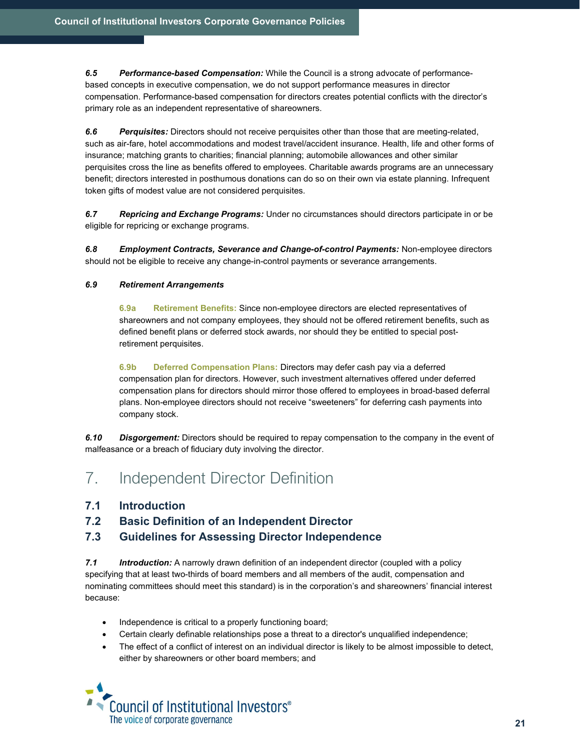***6.5 Performance-based Compensation:*** While the Council is a strong advocate of performance-based concepts in executive compensation, we do not support performance measures in director compensation. Performance-based compensation for directors creates potential conflicts with the director's primary role as an independent representative of shareowners.

***6.6 Perquisites:*** Directors should not receive perquisites other than those that are meeting-related, such as air-fare, hotel accommodations and modest travel/accident insurance. Health, life and other forms of insurance; matching grants to charities; financial planning; automobile allowances and other similar perquisites cross the line as benefits offered to employees. Charitable awards programs are an unnecessary benefit; directors interested in posthumous donations can do so on their own via estate planning. Infrequent token gifts of modest value are not considered perquisites.

***6.7 Repricing and Exchange Programs:*** Under no circumstances should directors participate in or be eligible for repricing or exchange programs.

***6.8 Employment Contracts, Severance and Change-of-control Payments:*** Non-employee directors should not be eligible to receive any change-in-control payments or severance arrangements.

***6.9 Retirement Arrangements***

**6.9a Retirement Benefits:** Since non-employee directors are elected representatives of shareowners and not company employees, they should not be offered retirement benefits, such as defined benefit plans or deferred stock awards, nor should they be entitled to special post-retirement perquisites.

**6.9b Deferred Compensation Plans:** Directors may defer cash pay via a deferred compensation plan for directors. However, such investment alternatives offered under deferred compensation plans for directors should mirror those offered to employees in broad-based deferral plans. Non-employee directors should not receive "sweeteners" for deferring cash payments into company stock.

***6.10 Disgorgement:*** Directors should be required to repay compensation to the company in the event of malfeasance or a breach of fiduciary duty involving the director.

# 7. Independent Director Definition

**7.1 Introduction**

**7.2 Basic Definition of an Independent Director**

**7.3 Guidelines for Assessing Director Independence**

***7.1 Introduction:*** A narrowly drawn definition of an independent director (coupled with a policy specifying that at least two-thirds of board members and all members of the audit, compensation and nominating committees should meet this standard) is in the corporation's and shareowners' financial interest because:

- Independence is critical to a properly functioning board;
- Certain clearly definable relationships pose a threat to a director's unqualified independence;
- The effect of a conflict of interest on an individual director is likely to be almost impossible to detect, either by shareowners or other board members; and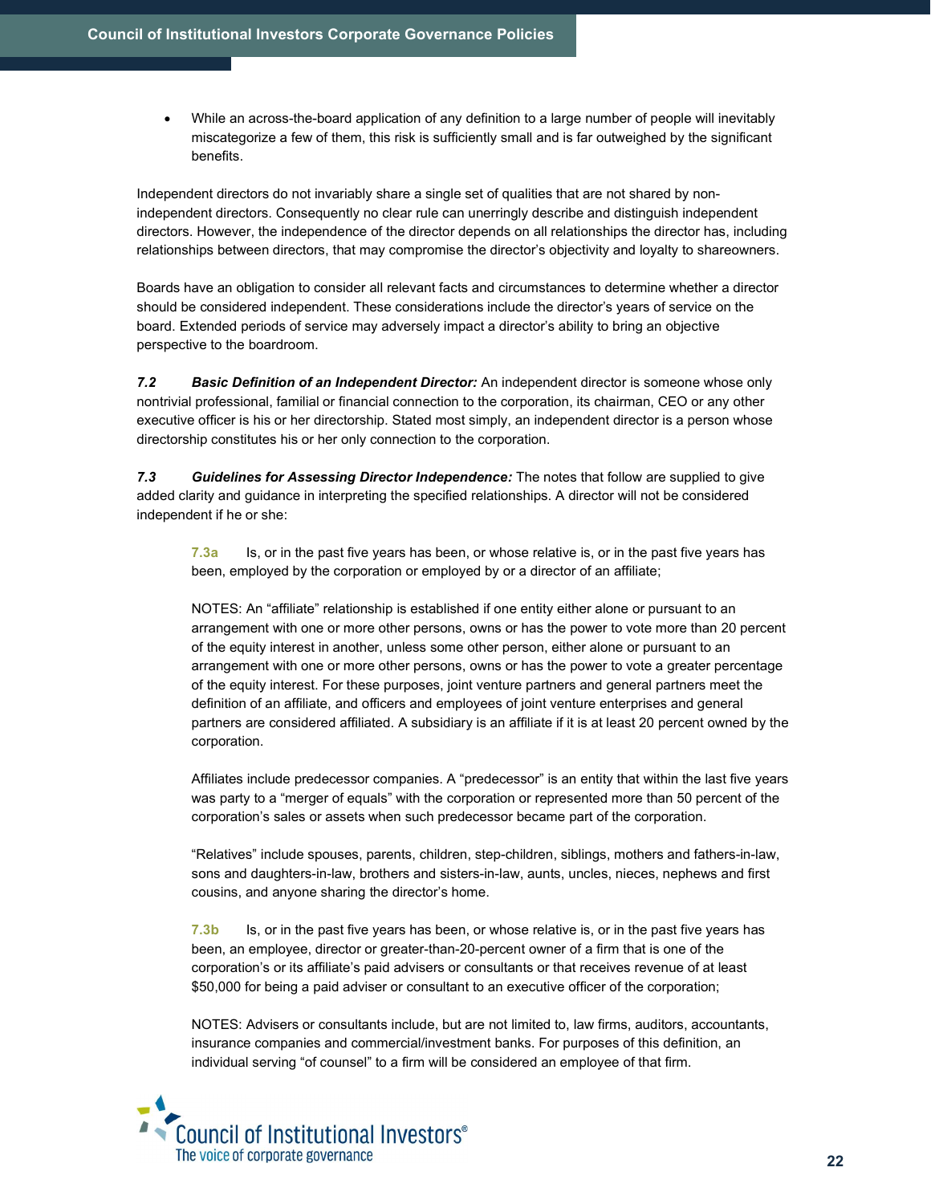- While an across-the-board application of any definition to a large number of people will inevitably miscategorize a few of them, this risk is sufficiently small and is far outweighed by the significant benefits.

Independent directors do not invariably share a single set of qualities that are not shared by non-independent directors. Consequently no clear rule can unerringly describe and distinguish independent directors. However, the independence of the director depends on all relationships the director has, including relationships between directors, that may compromise the director's objectivity and loyalty to shareowners.

Boards have an obligation to consider all relevant facts and circumstances to determine whether a director should be considered independent. These considerations include the director's years of service on the board. Extended periods of service may adversely impact a director's ability to bring an objective perspective to the boardroom.

***7.2 Basic Definition of an Independent Director:*** An independent director is someone whose only nontrivial professional, familial or financial connection to the corporation, its chairman, CEO or any other executive officer is his or her directorship. Stated most simply, an independent director is a person whose directorship constitutes his or her only connection to the corporation.

***7.3 Guidelines for Assessing Director Independence:*** The notes that follow are supplied to give added clarity and guidance in interpreting the specified relationships. A director will not be considered independent if he or she:

**7.3a** Is, or in the past five years has been, or whose relative is, or in the past five years has been, employed by the corporation or employed by or a director of an affiliate;

NOTES: An "affiliate" relationship is established if one entity either alone or pursuant to an arrangement with one or more other persons, owns or has the power to vote more than 20 percent of the equity interest in another, unless some other person, either alone or pursuant to an arrangement with one or more other persons, owns or has the power to vote a greater percentage of the equity interest. For these purposes, joint venture partners and general partners meet the definition of an affiliate, and officers and employees of joint venture enterprises and general partners are considered affiliated. A subsidiary is an affiliate if it is at least 20 percent owned by the corporation.

Affiliates include predecessor companies. A "predecessor" is an entity that within the last five years was party to a "merger of equals" with the corporation or represented more than 50 percent of the corporation's sales or assets when such predecessor became part of the corporation.

"Relatives" include spouses, parents, children, step-children, siblings, mothers and fathers-in-law, sons and daughters-in-law, brothers and sisters-in-law, aunts, uncles, nieces, nephews and first cousins, and anyone sharing the director's home.

**7.3b** Is, or in the past five years has been, or whose relative is, or in the past five years has been, an employee, director or greater-than-20-percent owner of a firm that is one of the corporation's or its affiliate's paid advisers or consultants or that receives revenue of at least $50,000 for being a paid adviser or consultant to an executive officer of the corporation;

NOTES: Advisers or consultants include, but are not limited to, law firms, auditors, accountants, insurance companies and commercial/investment banks. For purposes of this definition, an individual serving "of counsel" to a firm will be considered an employee of that firm.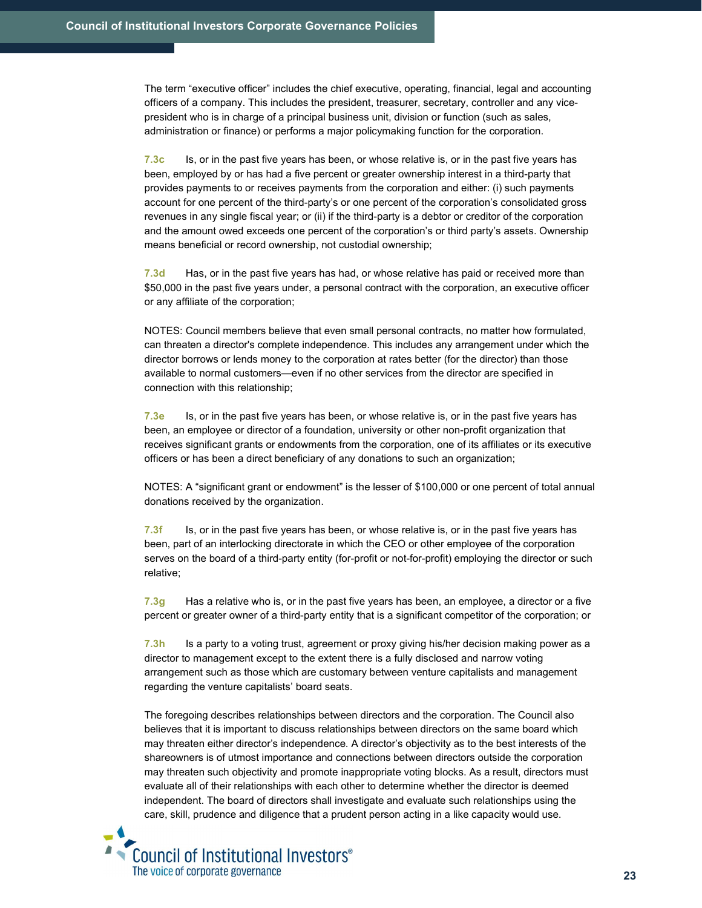The term "executive officer" includes the chief executive, operating, financial, legal and accounting officers of a company. This includes the president, treasurer, secretary, controller and any vice-president who is in charge of a principal business unit, division or function (such as sales, administration or finance) or performs a major policymaking function for the corporation.

**7.3c** Is, or in the past five years has been, or whose relative is, or in the past five years has been, employed by or has had a five percent or greater ownership interest in a third-party that provides payments to or receives payments from the corporation and either: (i) such payments account for one percent of the third-party's or one percent of the corporation's consolidated gross revenues in any single fiscal year; or (ii) if the third-party is a debtor or creditor of the corporation and the amount owed exceeds one percent of the corporation's or third party's assets. Ownership means beneficial or record ownership, not custodial ownership;

**7.3d** Has, or in the past five years has had, or whose relative has paid or received more than $50,000 in the past five years under, a personal contract with the corporation, an executive officer or any affiliate of the corporation;

NOTES: Council members believe that even small personal contracts, no matter how formulated, can threaten a director's complete independence. This includes any arrangement under which the director borrows or lends money to the corporation at rates better (for the director) than those available to normal customers—even if no other services from the director are specified in connection with this relationship;

**7.3e** Is, or in the past five years has been, or whose relative is, or in the past five years has been, an employee or director of a foundation, university or other non-profit organization that receives significant grants or endowments from the corporation, one of its affiliates or its executive officers or has been a direct beneficiary of any donations to such an organization;

NOTES: A "significant grant or endowment" is the lesser of $100,000 or one percent of total annual donations received by the organization.

**7.3f** Is, or in the past five years has been, or whose relative is, or in the past five years has been, part of an interlocking directorate in which the CEO or other employee of the corporation serves on the board of a third-party entity (for-profit or not-for-profit) employing the director or such relative;

**7.3g** Has a relative who is, or in the past five years has been, an employee, a director or a five percent or greater owner of a third-party entity that is a significant competitor of the corporation; or

**7.3h** Is a party to a voting trust, agreement or proxy giving his/her decision making power as a director to management except to the extent there is a fully disclosed and narrow voting arrangement such as those which are customary between venture capitalists and management regarding the venture capitalists' board seats.

The foregoing describes relationships between directors and the corporation. The Council also believes that it is important to discuss relationships between directors on the same board which may threaten either director's independence. A director's objectivity as to the best interests of the shareowners is of utmost importance and connections between directors outside the corporation may threaten such objectivity and promote inappropriate voting blocks. As a result, directors must evaluate all of their relationships with each other to determine whether the director is deemed independent. The board of directors shall investigate and evaluate such relationships using the care, skill, prudence and diligence that a prudent person acting in a like capacity would use.